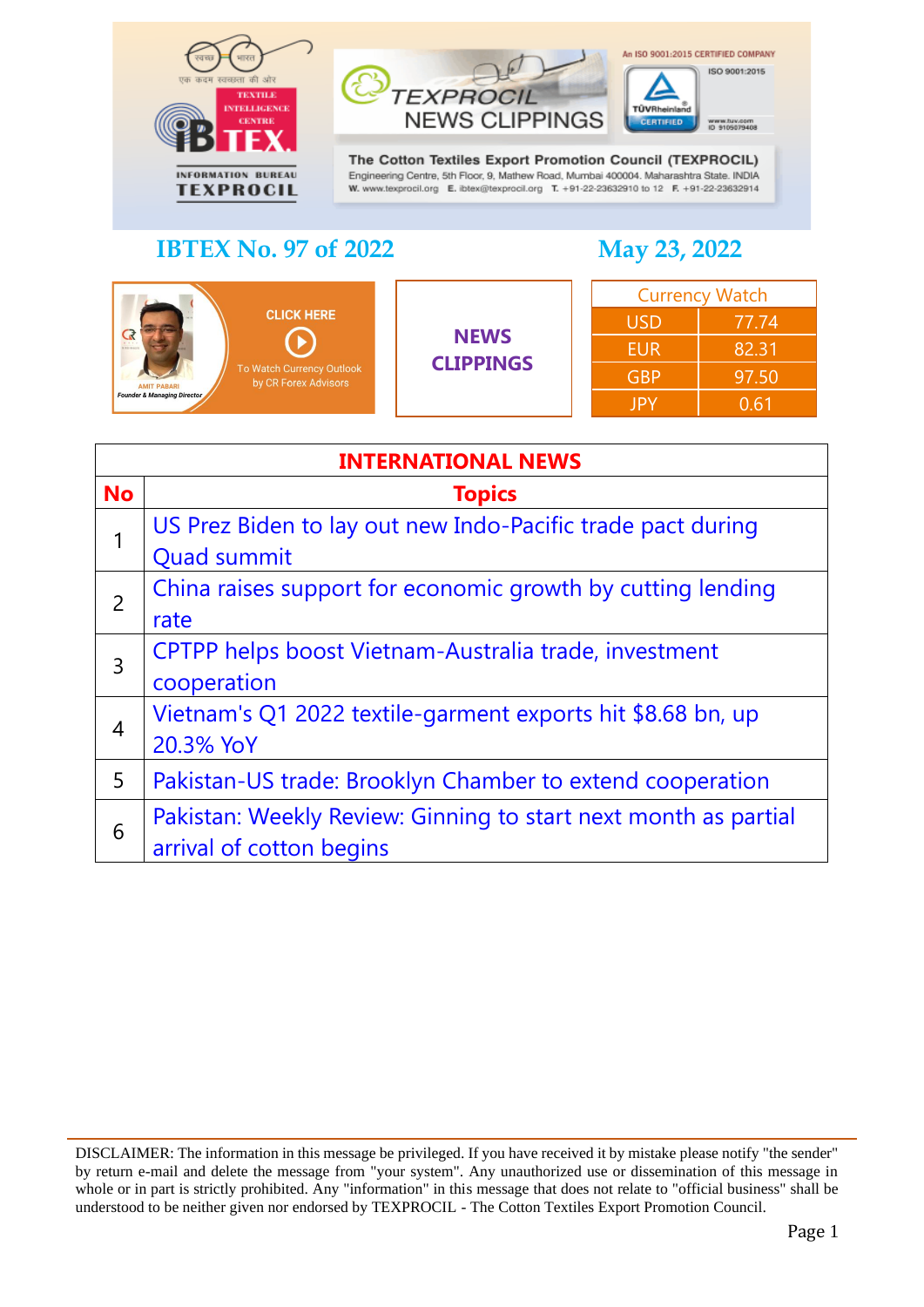TEXPROCIL NEWS CLIPPINGS

An ISO 9001:2015 CERTIFIED COMPANY

**The Cotton Textiles Export Promotion Council (TEXPROCIL)**
Engineering Centre, 5th Floor, 9, Mathew Road, Mumbai 400004. Maharashtra State. INDIA
W. www.texprocil.org E. ibtex@texprocil.org T. +91-22-23632910 to 12 F. +91-22-23632914

## IBTEX No. 97 of 2022

## May 23, 2022

CLICK HERE
To Watch Currency Outlook by CR Forex Advisors

AMIT PABARI
Founder & Managing Director

**NEWS CLIPPINGS**

| Currency Watch | |
|---|---|
| USD | 77.74 |
| EUR | 82.31 |
| GBP | 97.50 |
| JPY | 0.61 |

| INTERNATIONAL NEWS | |
|---|---|
| **No** | **Topics** |
| 1 | US Prez Biden to lay out new Indo-Pacific trade pact during Quad summit |
| 2 | China raises support for economic growth by cutting lending rate |
| 3 | CPTPP helps boost Vietnam-Australia trade, investment cooperation |
| 4 | Vietnam's Q1 2022 textile-garment exports hit $8.68 bn, up 20.3% YoY |
| 5 | Pakistan-US trade: Brooklyn Chamber to extend cooperation |
| 6 | Pakistan: Weekly Review: Ginning to start next month as partial arrival of cotton begins |

DISCLAIMER: The information in this message be privileged. If you have received it by mistake please notify "the sender" by return e-mail and delete the message from "your system". Any unauthorized use or dissemination of this message in whole or in part is strictly prohibited. Any "information" in this message that does not relate to "official business" shall be understood to be neither given nor endorsed by TEXPROCIL - The Cotton Textiles Export Promotion Council.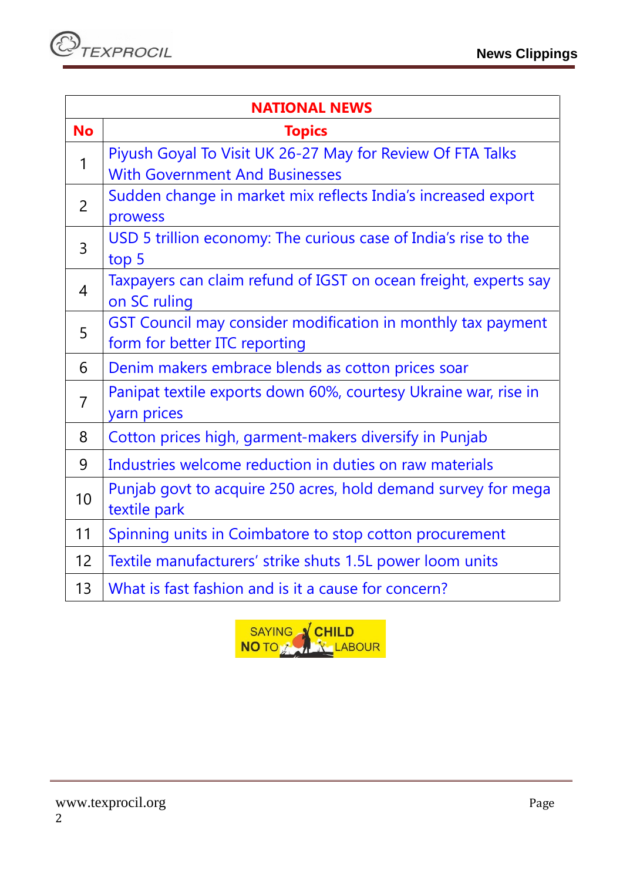| NATIONAL NEWS | |
|---|---|
| **No** | **Topics** |
| 1 | Piyush Goyal To Visit UK 26-27 May for Review Of FTA Talks With Government And Businesses |
| 2 | Sudden change in market mix reflects India's increased export prowess |
| 3 | USD 5 trillion economy: The curious case of India's rise to the top 5 |
| 4 | Taxpayers can claim refund of IGST on ocean freight, experts say on SC ruling |
| 5 | GST Council may consider modification in monthly tax payment form for better ITC reporting |
| 6 | Denim makers embrace blends as cotton prices soar |
| 7 | Panipat textile exports down 60%, courtesy Ukraine war, rise in yarn prices |
| 8 | Cotton prices high, garment-makers diversify in Punjab |
| 9 | Industries welcome reduction in duties on raw materials |
| 10 | Punjab govt to acquire 250 acres, hold demand survey for mega textile park |
| 11 | Spinning units in Coimbatore to stop cotton procurement |
| 12 | Textile manufacturers' strike shuts 1.5L power loom units |
| 13 | What is fast fashion and is it a cause for concern? |

SAYING NO TO CHILD LABOUR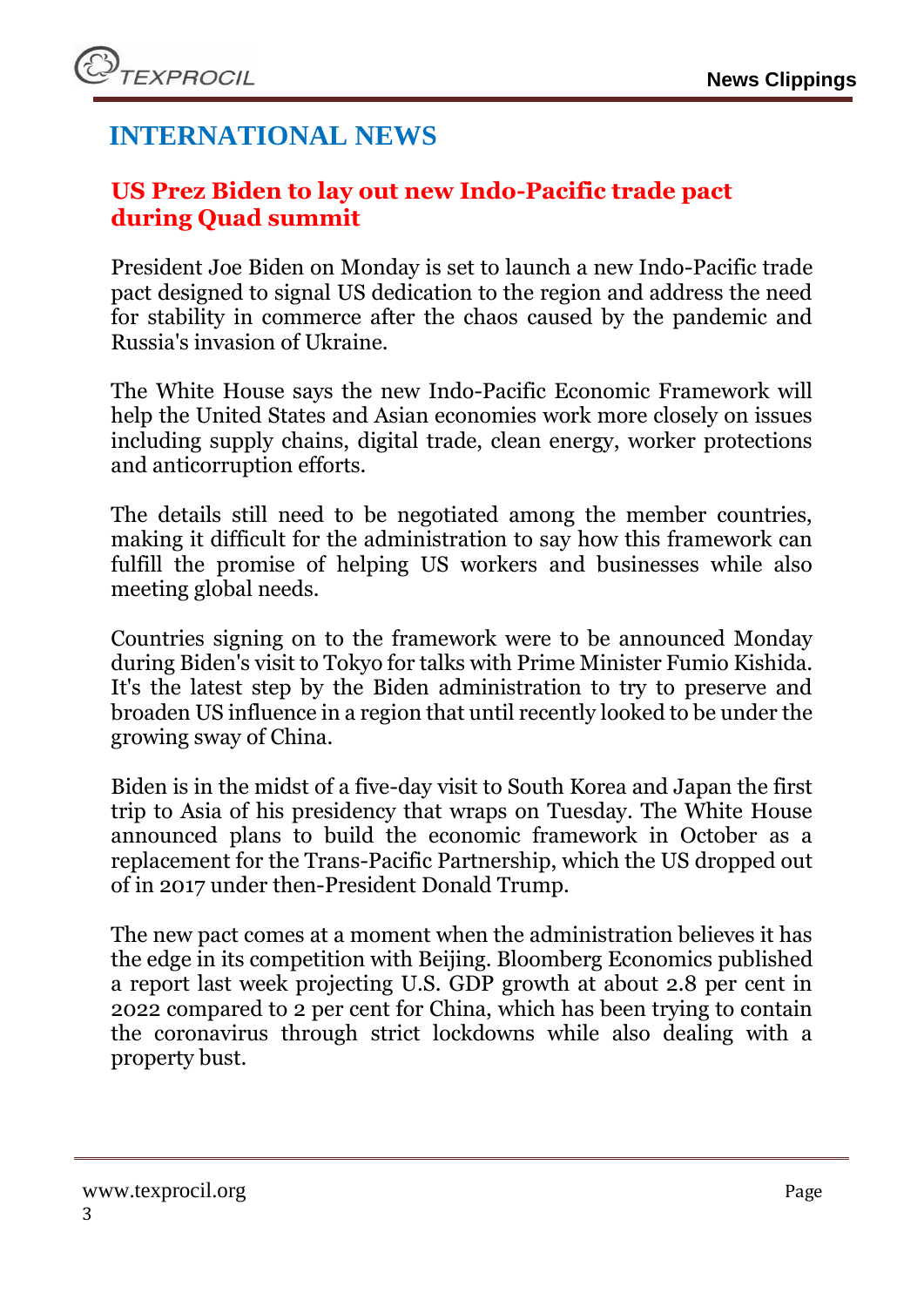# INTERNATIONAL NEWS

## US Prez Biden to lay out new Indo-Pacific trade pact during Quad summit

President Joe Biden on Monday is set to launch a new Indo-Pacific trade pact designed to signal US dedication to the region and address the need for stability in commerce after the chaos caused by the pandemic and Russia's invasion of Ukraine.

The White House says the new Indo-Pacific Economic Framework will help the United States and Asian economies work more closely on issues including supply chains, digital trade, clean energy, worker protections and anticorruption efforts.

The details still need to be negotiated among the member countries, making it difficult for the administration to say how this framework can fulfill the promise of helping US workers and businesses while also meeting global needs.

Countries signing on to the framework were to be announced Monday during Biden's visit to Tokyo for talks with Prime Minister Fumio Kishida. It's the latest step by the Biden administration to try to preserve and broaden US influence in a region that until recently looked to be under the growing sway of China.

Biden is in the midst of a five-day visit to South Korea and Japan the first trip to Asia of his presidency that wraps on Tuesday. The White House announced plans to build the economic framework in October as a replacement for the Trans-Pacific Partnership, which the US dropped out of in 2017 under then-President Donald Trump.

The new pact comes at a moment when the administration believes it has the edge in its competition with Beijing. Bloomberg Economics published a report last week projecting U.S. GDP growth at about 2.8 per cent in 2022 compared to 2 per cent for China, which has been trying to contain the coronavirus through strict lockdowns while also dealing with a property bust.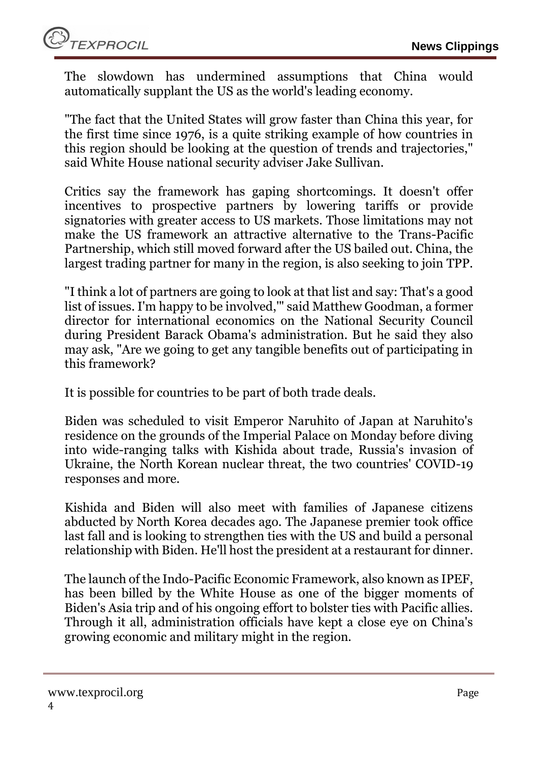The slowdown has undermined assumptions that China would automatically supplant the US as the world's leading economy.

"The fact that the United States will grow faster than China this year, for the first time since 1976, is a quite striking example of how countries in this region should be looking at the question of trends and trajectories," said White House national security adviser Jake Sullivan.

Critics say the framework has gaping shortcomings. It doesn't offer incentives to prospective partners by lowering tariffs or provide signatories with greater access to US markets. Those limitations may not make the US framework an attractive alternative to the Trans-Pacific Partnership, which still moved forward after the US bailed out. China, the largest trading partner for many in the region, is also seeking to join TPP.

"I think a lot of partners are going to look at that list and say: That's a good list of issues. I'm happy to be involved,'" said Matthew Goodman, a former director for international economics on the National Security Council during President Barack Obama's administration. But he said they also may ask, "Are we going to get any tangible benefits out of participating in this framework?

It is possible for countries to be part of both trade deals.

Biden was scheduled to visit Emperor Naruhito of Japan at Naruhito's residence on the grounds of the Imperial Palace on Monday before diving into wide-ranging talks with Kishida about trade, Russia's invasion of Ukraine, the North Korean nuclear threat, the two countries' COVID-19 responses and more.

Kishida and Biden will also meet with families of Japanese citizens abducted by North Korea decades ago. The Japanese premier took office last fall and is looking to strengthen ties with the US and build a personal relationship with Biden. He'll host the president at a restaurant for dinner.

The launch of the Indo-Pacific Economic Framework, also known as IPEF, has been billed by the White House as one of the bigger moments of Biden's Asia trip and of his ongoing effort to bolster ties with Pacific allies. Through it all, administration officials have kept a close eye on China's growing economic and military might in the region.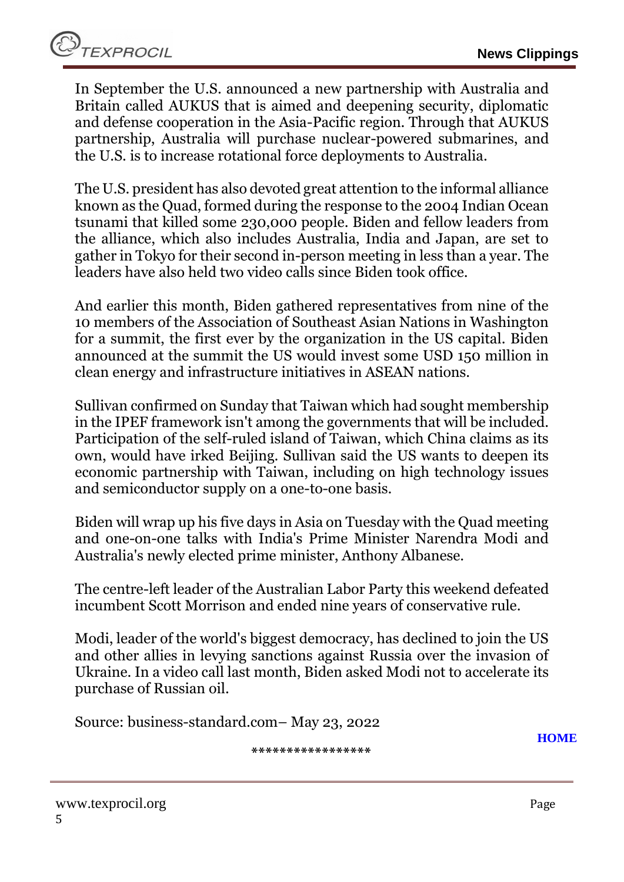In September the U.S. announced a new partnership with Australia and Britain called AUKUS that is aimed and deepening security, diplomatic and defense cooperation in the Asia-Pacific region. Through that AUKUS partnership, Australia will purchase nuclear-powered submarines, and the U.S. is to increase rotational force deployments to Australia.

The U.S. president has also devoted great attention to the informal alliance known as the Quad, formed during the response to the 2004 Indian Ocean tsunami that killed some 230,000 people. Biden and fellow leaders from the alliance, which also includes Australia, India and Japan, are set to gather in Tokyo for their second in-person meeting in less than a year. The leaders have also held two video calls since Biden took office.

And earlier this month, Biden gathered representatives from nine of the 10 members of the Association of Southeast Asian Nations in Washington for a summit, the first ever by the organization in the US capital. Biden announced at the summit the US would invest some USD 150 million in clean energy and infrastructure initiatives in ASEAN nations.

Sullivan confirmed on Sunday that Taiwan which had sought membership in the IPEF framework isn't among the governments that will be included. Participation of the self-ruled island of Taiwan, which China claims as its own, would have irked Beijing. Sullivan said the US wants to deepen its economic partnership with Taiwan, including on high technology issues and semiconductor supply on a one-to-one basis.

Biden will wrap up his five days in Asia on Tuesday with the Quad meeting and one-on-one talks with India's Prime Minister Narendra Modi and Australia's newly elected prime minister, Anthony Albanese.

The centre-left leader of the Australian Labor Party this weekend defeated incumbent Scott Morrison and ended nine years of conservative rule.

Modi, leader of the world's biggest democracy, has declined to join the US and other allies in levying sanctions against Russia over the invasion of Ukraine. In a video call last month, Biden asked Modi not to accelerate its purchase of Russian oil.

Source: business-standard.com– May 23, 2022

**HOME**

*****************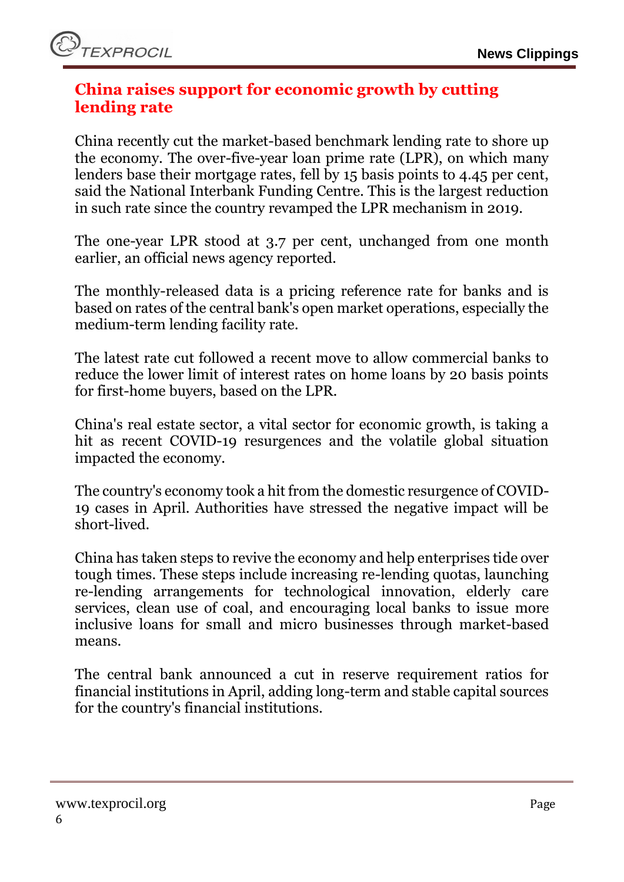## China raises support for economic growth by cutting lending rate

China recently cut the market-based benchmark lending rate to shore up the economy. The over-five-year loan prime rate (LPR), on which many lenders base their mortgage rates, fell by 15 basis points to 4.45 per cent, said the National Interbank Funding Centre. This is the largest reduction in such rate since the country revamped the LPR mechanism in 2019.

The one-year LPR stood at 3.7 per cent, unchanged from one month earlier, an official news agency reported.

The monthly-released data is a pricing reference rate for banks and is based on rates of the central bank's open market operations, especially the medium-term lending facility rate.

The latest rate cut followed a recent move to allow commercial banks to reduce the lower limit of interest rates on home loans by 20 basis points for first-home buyers, based on the LPR.

China's real estate sector, a vital sector for economic growth, is taking a hit as recent COVID-19 resurgences and the volatile global situation impacted the economy.

The country's economy took a hit from the domestic resurgence of COVID-19 cases in April. Authorities have stressed the negative impact will be short-lived.

China has taken steps to revive the economy and help enterprises tide over tough times. These steps include increasing re-lending quotas, launching re-lending arrangements for technological innovation, elderly care services, clean use of coal, and encouraging local banks to issue more inclusive loans for small and micro businesses through market-based means.

The central bank announced a cut in reserve requirement ratios for financial institutions in April, adding long-term and stable capital sources for the country's financial institutions.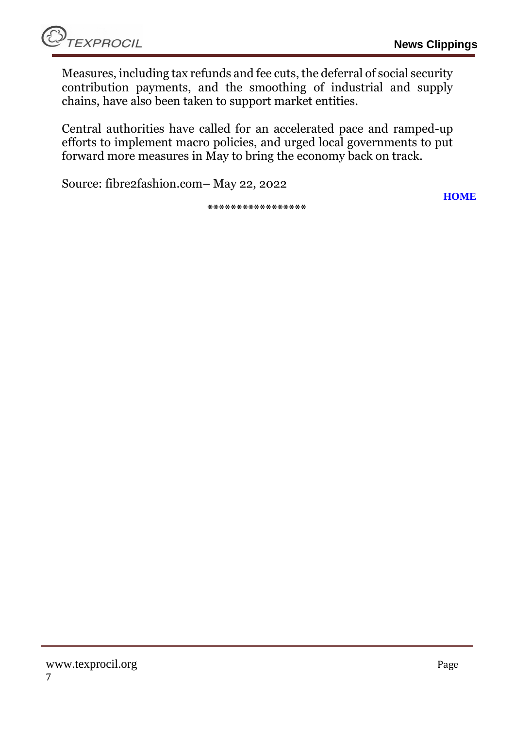Measures, including tax refunds and fee cuts, the deferral of social security contribution payments, and the smoothing of industrial and supply chains, have also been taken to support market entities.

Central authorities have called for an accelerated pace and ramped-up efforts to implement macro policies, and urged local governments to put forward more measures in May to bring the economy back on track.

Source: fibre2fashion.com– May 22, 2022

**HOME**

*****************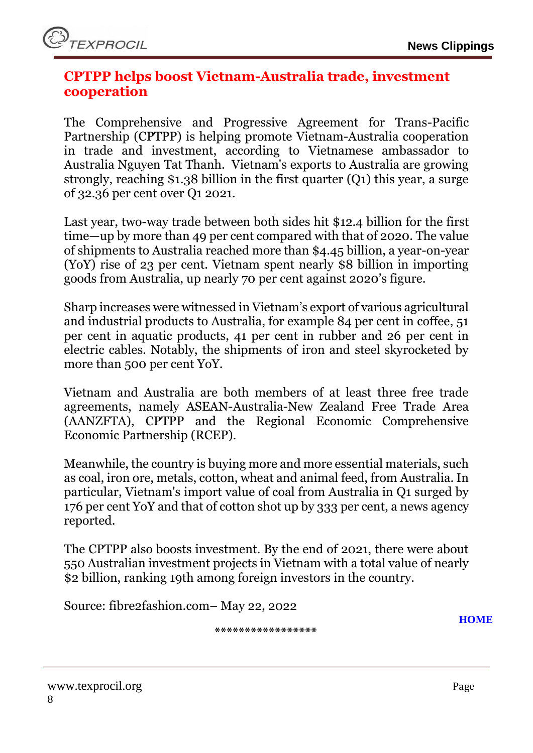## CPTPP helps boost Vietnam-Australia trade, investment cooperation

The Comprehensive and Progressive Agreement for Trans-Pacific Partnership (CPTPP) is helping promote Vietnam-Australia cooperation in trade and investment, according to Vietnamese ambassador to Australia Nguyen Tat Thanh. Vietnam's exports to Australia are growing strongly, reaching $1.38 billion in the first quarter (Q1) this year, a surge of 32.36 per cent over Q1 2021.

Last year, two-way trade between both sides hit $12.4 billion for the first time—up by more than 49 per cent compared with that of 2020. The value of shipments to Australia reached more than $4.45 billion, a year-on-year (YoY) rise of 23 per cent. Vietnam spent nearly $8 billion in importing goods from Australia, up nearly 70 per cent against 2020's figure.

Sharp increases were witnessed in Vietnam's export of various agricultural and industrial products to Australia, for example 84 per cent in coffee, 51 per cent in aquatic products, 41 per cent in rubber and 26 per cent in electric cables. Notably, the shipments of iron and steel skyrocketed by more than 500 per cent YoY.

Vietnam and Australia are both members of at least three free trade agreements, namely ASEAN-Australia-New Zealand Free Trade Area (AANZFTA), CPTPP and the Regional Economic Comprehensive Economic Partnership (RCEP).

Meanwhile, the country is buying more and more essential materials, such as coal, iron ore, metals, cotton, wheat and animal feed, from Australia. In particular, Vietnam's import value of coal from Australia in Q1 surged by 176 per cent YoY and that of cotton shot up by 333 per cent, a news agency reported.

The CPTPP also boosts investment. By the end of 2021, there were about 550 Australian investment projects in Vietnam with a total value of nearly $2 billion, ranking 19th among foreign investors in the country.

Source: fibre2fashion.com– May 22, 2022

HOME

*****************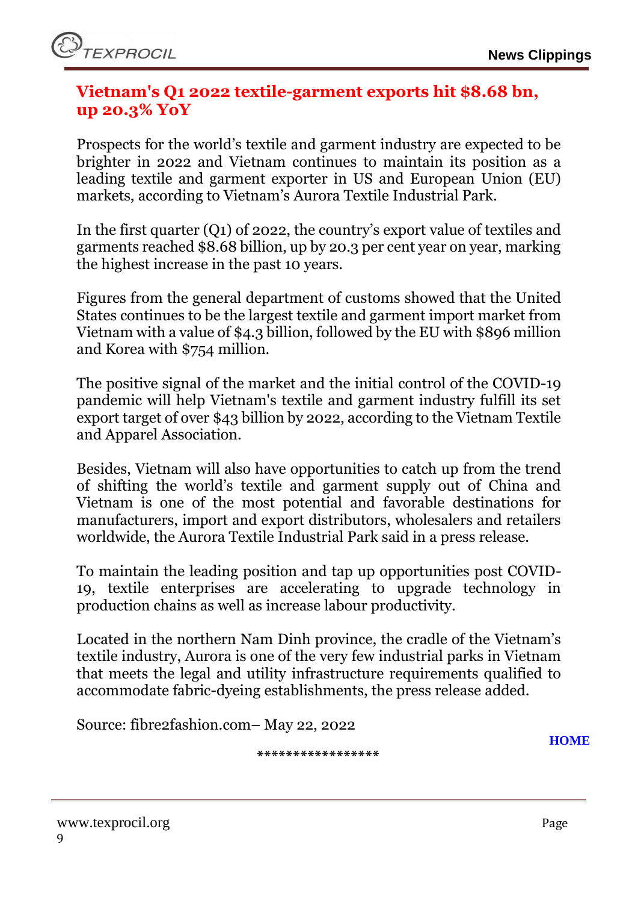## Vietnam's Q1 2022 textile-garment exports hit $8.68 bn, up 20.3% YoY

Prospects for the world's textile and garment industry are expected to be brighter in 2022 and Vietnam continues to maintain its position as a leading textile and garment exporter in US and European Union (EU) markets, according to Vietnam's Aurora Textile Industrial Park.

In the first quarter (Q1) of 2022, the country's export value of textiles and garments reached $8.68 billion, up by 20.3 per cent year on year, marking the highest increase in the past 10 years.

Figures from the general department of customs showed that the United States continues to be the largest textile and garment import market from Vietnam with a value of $4.3 billion, followed by the EU with $896 million and Korea with $754 million.

The positive signal of the market and the initial control of the COVID-19 pandemic will help Vietnam's textile and garment industry fulfill its set export target of over $43 billion by 2022, according to the Vietnam Textile and Apparel Association.

Besides, Vietnam will also have opportunities to catch up from the trend of shifting the world's textile and garment supply out of China and Vietnam is one of the most potential and favorable destinations for manufacturers, import and export distributors, wholesalers and retailers worldwide, the Aurora Textile Industrial Park said in a press release.

To maintain the leading position and tap up opportunities post COVID-19, textile enterprises are accelerating to upgrade technology in production chains as well as increase labour productivity.

Located in the northern Nam Dinh province, the cradle of the Vietnam's textile industry, Aurora is one of the very few industrial parks in Vietnam that meets the legal and utility infrastructure requirements qualified to accommodate fabric-dyeing establishments, the press release added.

Source: fibre2fashion.com– May 22, 2022

HOME

*****************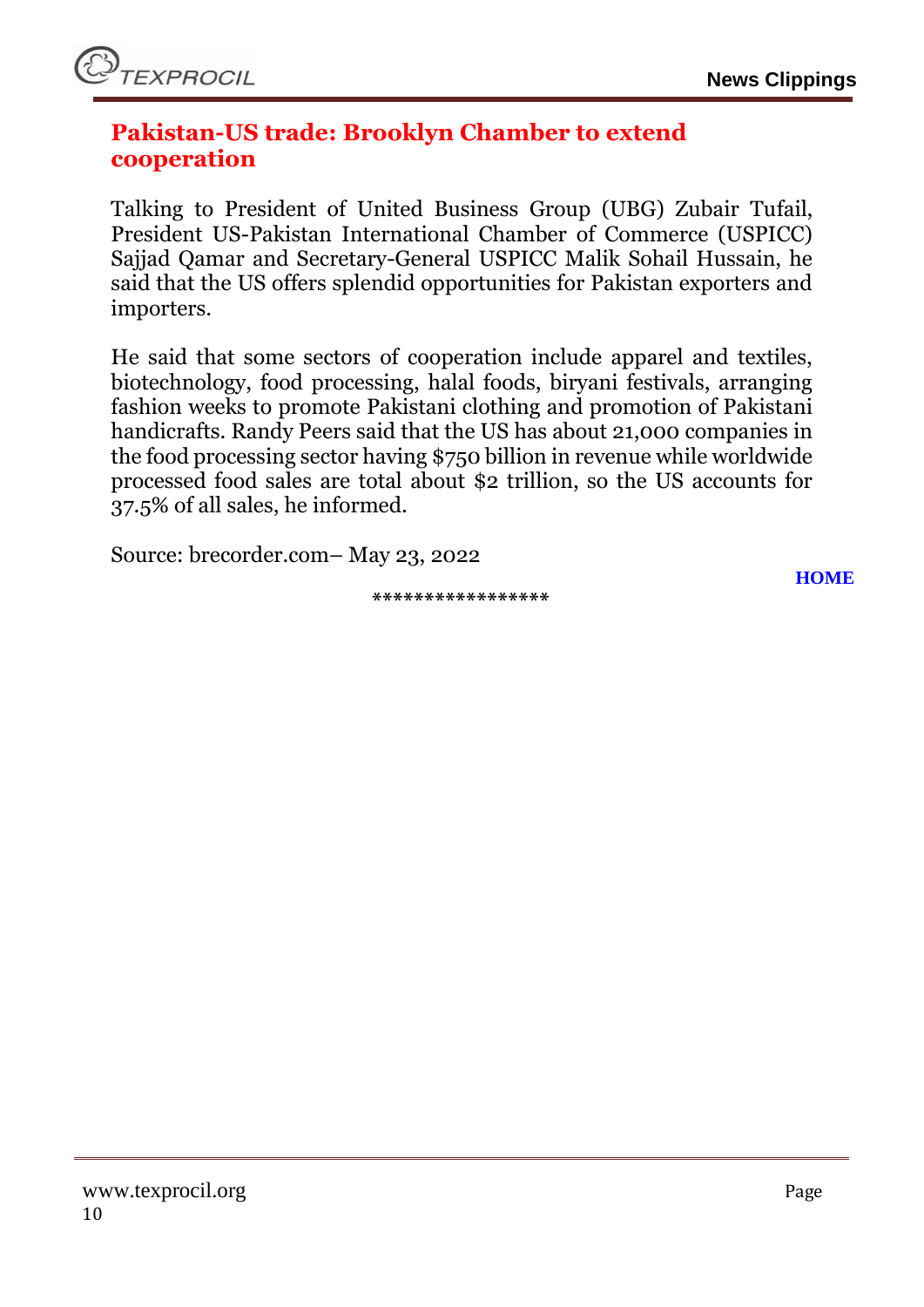## Pakistan-US trade: Brooklyn Chamber to extend cooperation

Talking to President of United Business Group (UBG) Zubair Tufail, President US-Pakistan International Chamber of Commerce (USPICC) Sajjad Qamar and Secretary-General USPICC Malik Sohail Hussain, he said that the US offers splendid opportunities for Pakistan exporters and importers.

He said that some sectors of cooperation include apparel and textiles, biotechnology, food processing, halal foods, biryani festivals, arranging fashion weeks to promote Pakistani clothing and promotion of Pakistani handicrafts. Randy Peers said that the US has about 21,000 companies in the food processing sector having $750 billion in revenue while worldwide processed food sales are total about $2 trillion, so the US accounts for 37.5% of all sales, he informed.

Source: brecorder.com– May 23, 2022

HOME

\*\*\*\*\*\*\*\*\*\*\*\*\*\*\*\*\*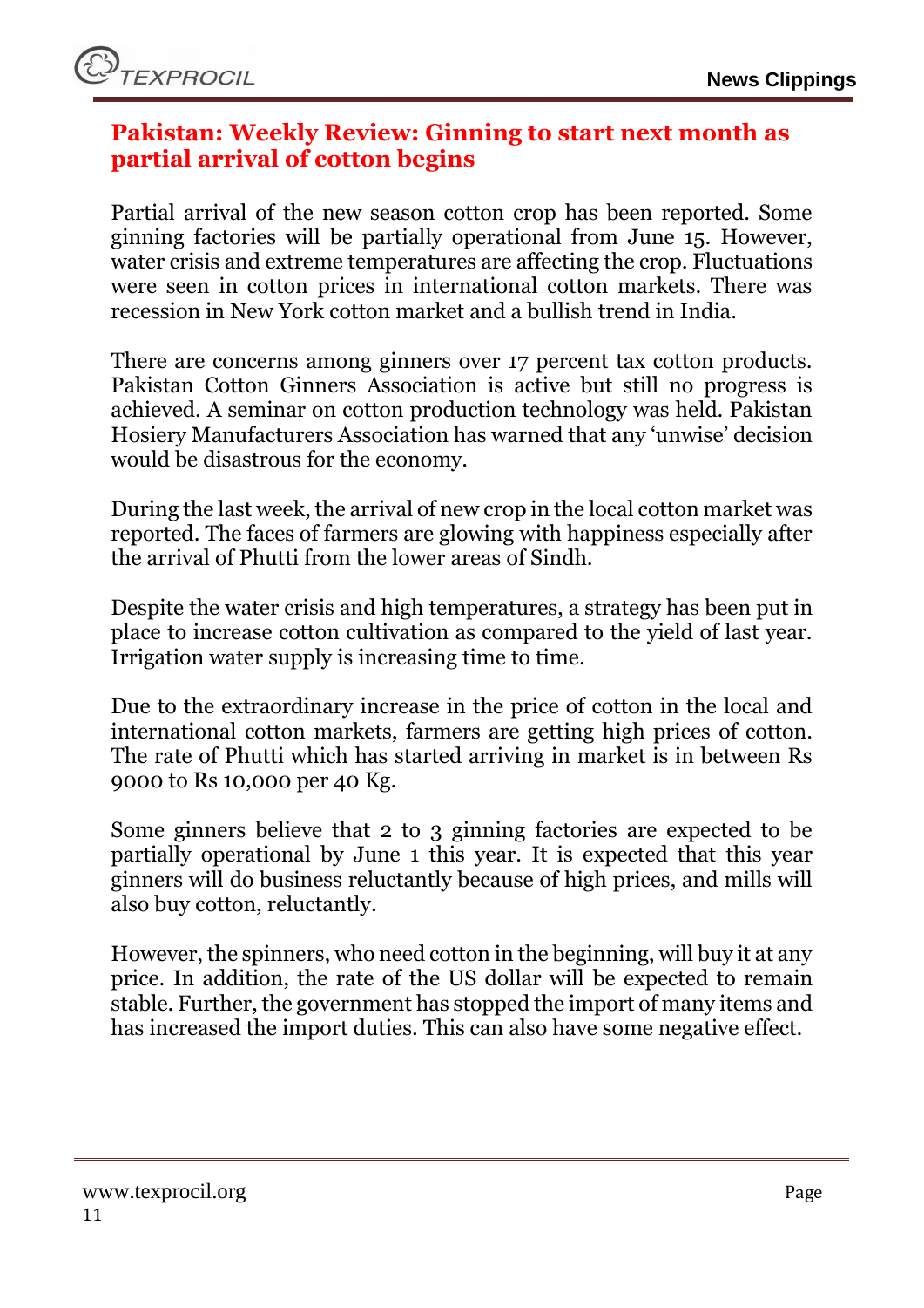## Pakistan: Weekly Review: Ginning to start next month as partial arrival of cotton begins

Partial arrival of the new season cotton crop has been reported. Some ginning factories will be partially operational from June 15. However, water crisis and extreme temperatures are affecting the crop. Fluctuations were seen in cotton prices in international cotton markets. There was recession in New York cotton market and a bullish trend in India.

There are concerns among ginners over 17 percent tax cotton products. Pakistan Cotton Ginners Association is active but still no progress is achieved. A seminar on cotton production technology was held. Pakistan Hosiery Manufacturers Association has warned that any 'unwise' decision would be disastrous for the economy.

During the last week, the arrival of new crop in the local cotton market was reported. The faces of farmers are glowing with happiness especially after the arrival of Phutti from the lower areas of Sindh.

Despite the water crisis and high temperatures, a strategy has been put in place to increase cotton cultivation as compared to the yield of last year. Irrigation water supply is increasing time to time.

Due to the extraordinary increase in the price of cotton in the local and international cotton markets, farmers are getting high prices of cotton. The rate of Phutti which has started arriving in market is in between Rs 9000 to Rs 10,000 per 40 Kg.

Some ginners believe that 2 to 3 ginning factories are expected to be partially operational by June 1 this year. It is expected that this year ginners will do business reluctantly because of high prices, and mills will also buy cotton, reluctantly.

However, the spinners, who need cotton in the beginning, will buy it at any price. In addition, the rate of the US dollar will be expected to remain stable. Further, the government has stopped the import of many items and has increased the import duties. This can also have some negative effect.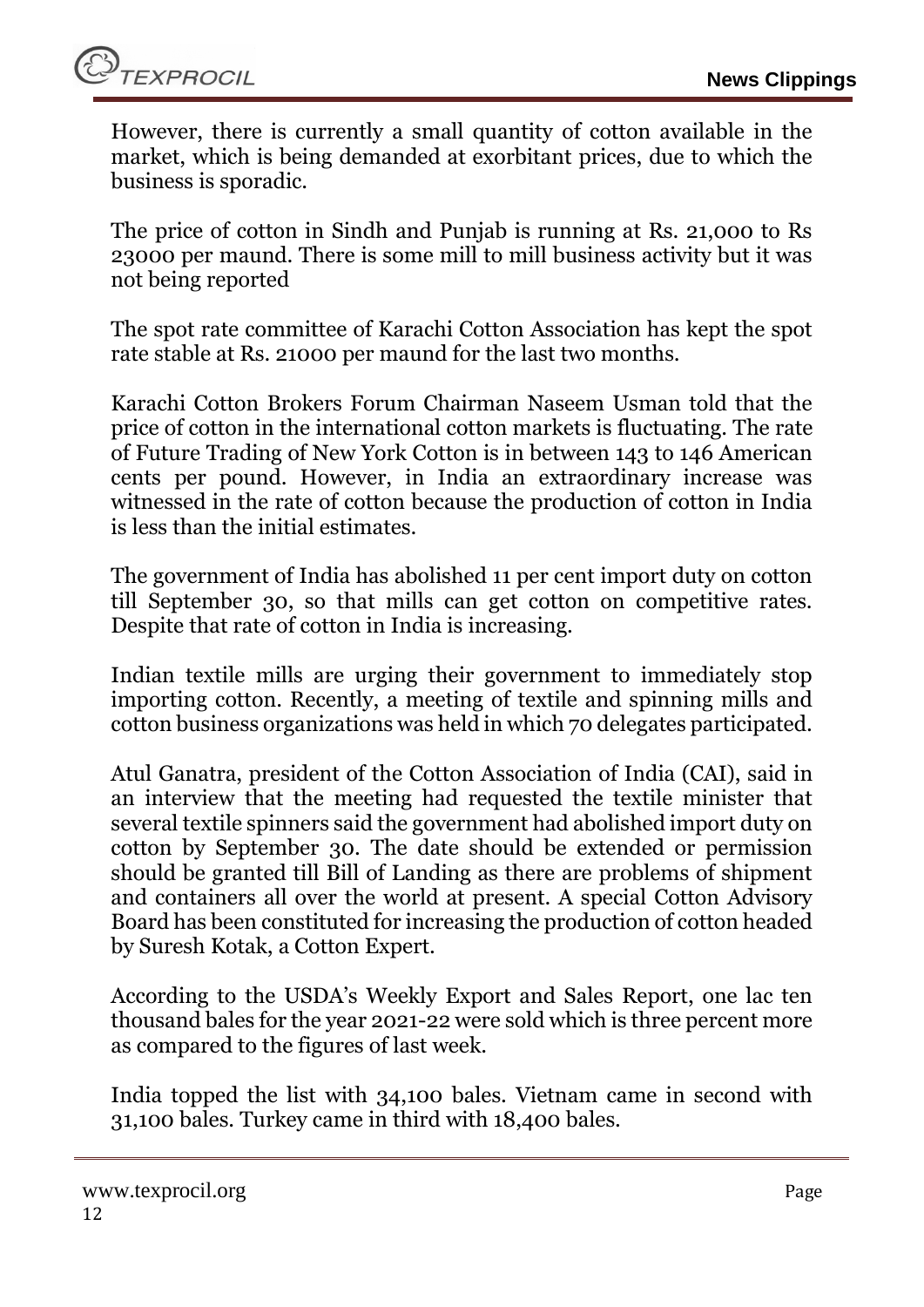However, there is currently a small quantity of cotton available in the market, which is being demanded at exorbitant prices, due to which the business is sporadic.

The price of cotton in Sindh and Punjab is running at Rs. 21,000 to Rs 23000 per maund. There is some mill to mill business activity but it was not being reported

The spot rate committee of Karachi Cotton Association has kept the spot rate stable at Rs. 21000 per maund for the last two months.

Karachi Cotton Brokers Forum Chairman Naseem Usman told that the price of cotton in the international cotton markets is fluctuating. The rate of Future Trading of New York Cotton is in between 143 to 146 American cents per pound. However, in India an extraordinary increase was witnessed in the rate of cotton because the production of cotton in India is less than the initial estimates.

The government of India has abolished 11 per cent import duty on cotton till September 30, so that mills can get cotton on competitive rates. Despite that rate of cotton in India is increasing.

Indian textile mills are urging their government to immediately stop importing cotton. Recently, a meeting of textile and spinning mills and cotton business organizations was held in which 70 delegates participated.

Atul Ganatra, president of the Cotton Association of India (CAI), said in an interview that the meeting had requested the textile minister that several textile spinners said the government had abolished import duty on cotton by September 30. The date should be extended or permission should be granted till Bill of Landing as there are problems of shipment and containers all over the world at present. A special Cotton Advisory Board has been constituted for increasing the production of cotton headed by Suresh Kotak, a Cotton Expert.

According to the USDA's Weekly Export and Sales Report, one lac ten thousand bales for the year 2021-22 were sold which is three percent more as compared to the figures of last week.

India topped the list with 34,100 bales. Vietnam came in second with 31,100 bales. Turkey came in third with 18,400 bales.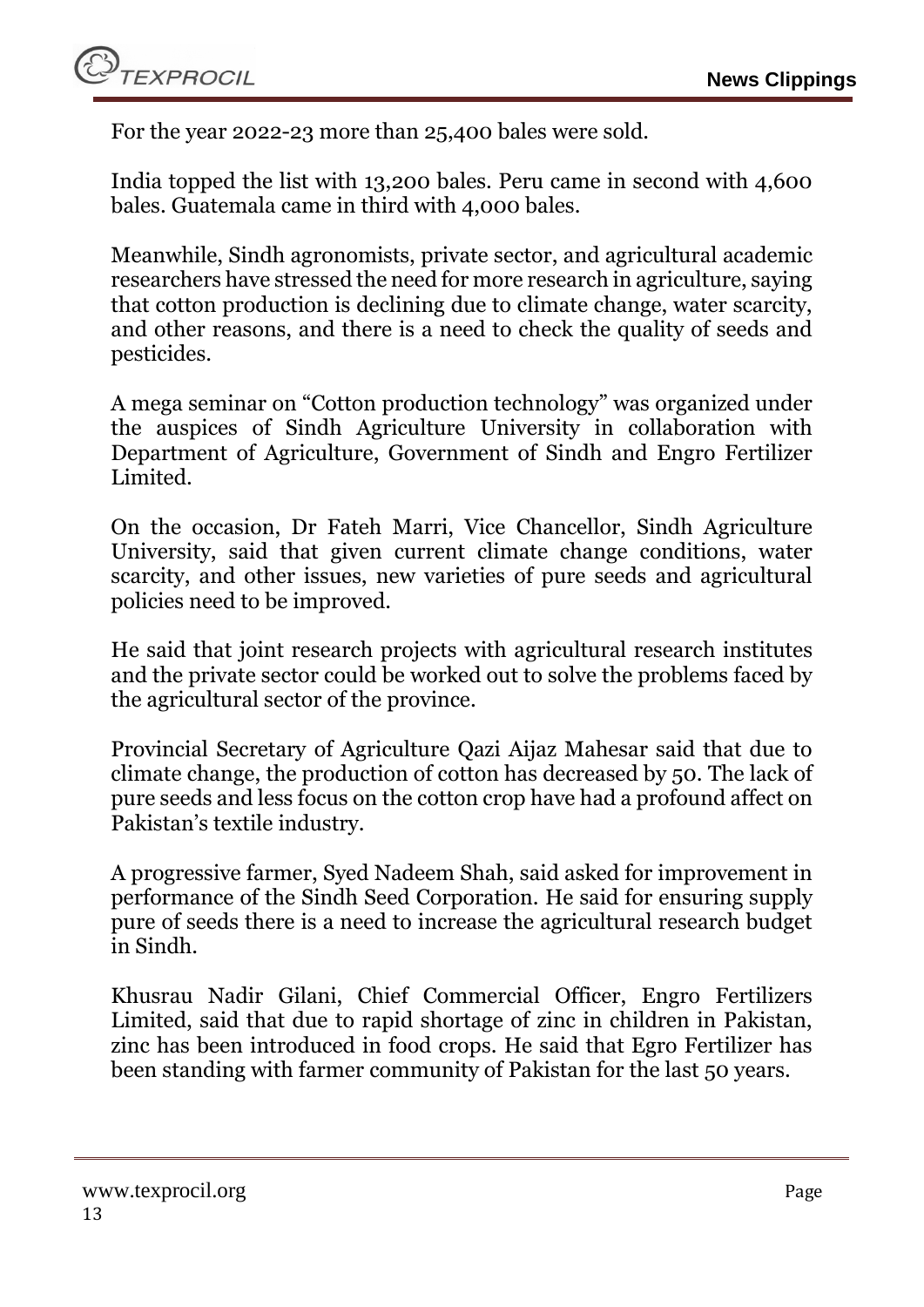For the year 2022-23 more than 25,400 bales were sold.

India topped the list with 13,200 bales. Peru came in second with 4,600 bales. Guatemala came in third with 4,000 bales.

Meanwhile, Sindh agronomists, private sector, and agricultural academic researchers have stressed the need for more research in agriculture, saying that cotton production is declining due to climate change, water scarcity, and other reasons, and there is a need to check the quality of seeds and pesticides.

A mega seminar on "Cotton production technology" was organized under the auspices of Sindh Agriculture University in collaboration with Department of Agriculture, Government of Sindh and Engro Fertilizer Limited.

On the occasion, Dr Fateh Marri, Vice Chancellor, Sindh Agriculture University, said that given current climate change conditions, water scarcity, and other issues, new varieties of pure seeds and agricultural policies need to be improved.

He said that joint research projects with agricultural research institutes and the private sector could be worked out to solve the problems faced by the agricultural sector of the province.

Provincial Secretary of Agriculture Qazi Aijaz Mahesar said that due to climate change, the production of cotton has decreased by 50. The lack of pure seeds and less focus on the cotton crop have had a profound affect on Pakistan's textile industry.

A progressive farmer, Syed Nadeem Shah, said asked for improvement in performance of the Sindh Seed Corporation. He said for ensuring supply pure of seeds there is a need to increase the agricultural research budget in Sindh.

Khusrau Nadir Gilani, Chief Commercial Officer, Engro Fertilizers Limited, said that due to rapid shortage of zinc in children in Pakistan, zinc has been introduced in food crops. He said that Egro Fertilizer has been standing with farmer community of Pakistan for the last 50 years.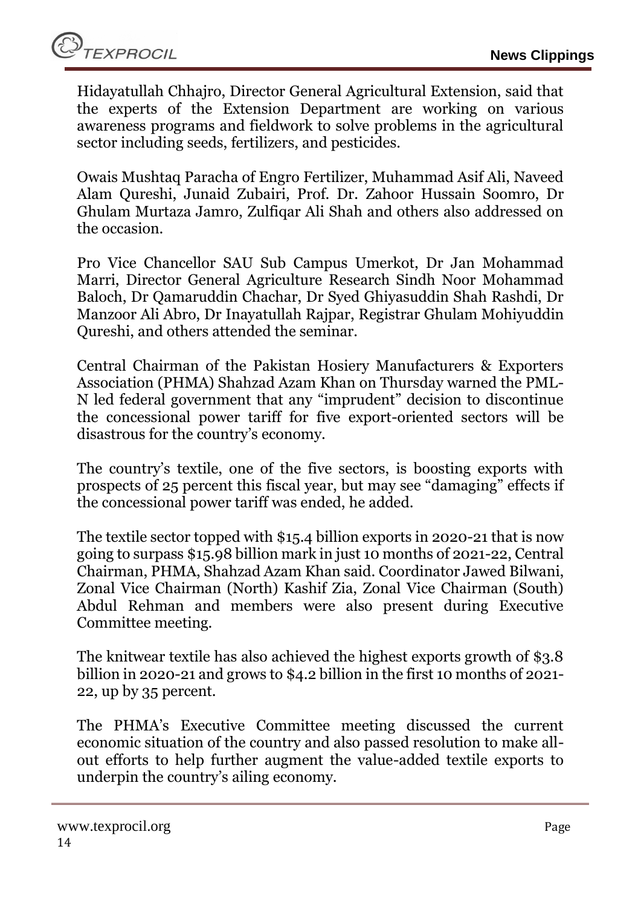Hidayatullah Chhajro, Director General Agricultural Extension, said that the experts of the Extension Department are working on various awareness programs and fieldwork to solve problems in the agricultural sector including seeds, fertilizers, and pesticides.

Owais Mushtaq Paracha of Engro Fertilizer, Muhammad Asif Ali, Naveed Alam Qureshi, Junaid Zubairi, Prof. Dr. Zahoor Hussain Soomro, Dr Ghulam Murtaza Jamro, Zulfiqar Ali Shah and others also addressed on the occasion.

Pro Vice Chancellor SAU Sub Campus Umerkot, Dr Jan Mohammad Marri, Director General Agriculture Research Sindh Noor Mohammad Baloch, Dr Qamaruddin Chachar, Dr Syed Ghiyasuddin Shah Rashdi, Dr Manzoor Ali Abro, Dr Inayatullah Rajpar, Registrar Ghulam Mohiyuddin Qureshi, and others attended the seminar.

Central Chairman of the Pakistan Hosiery Manufacturers & Exporters Association (PHMA) Shahzad Azam Khan on Thursday warned the PML-N led federal government that any "imprudent" decision to discontinue the concessional power tariff for five export-oriented sectors will be disastrous for the country's economy.

The country's textile, one of the five sectors, is boosting exports with prospects of 25 percent this fiscal year, but may see "damaging" effects if the concessional power tariff was ended, he added.

The textile sector topped with $15.4 billion exports in 2020-21 that is now going to surpass $15.98 billion mark in just 10 months of 2021-22, Central Chairman, PHMA, Shahzad Azam Khan said. Coordinator Jawed Bilwani, Zonal Vice Chairman (North) Kashif Zia, Zonal Vice Chairman (South) Abdul Rehman and members were also present during Executive Committee meeting.

The knitwear textile has also achieved the highest exports growth of $3.8 billion in 2020-21 and grows to $4.2 billion in the first 10 months of 2021-22, up by 35 percent.

The PHMA's Executive Committee meeting discussed the current economic situation of the country and also passed resolution to make all-out efforts to help further augment the value-added textile exports to underpin the country's ailing economy.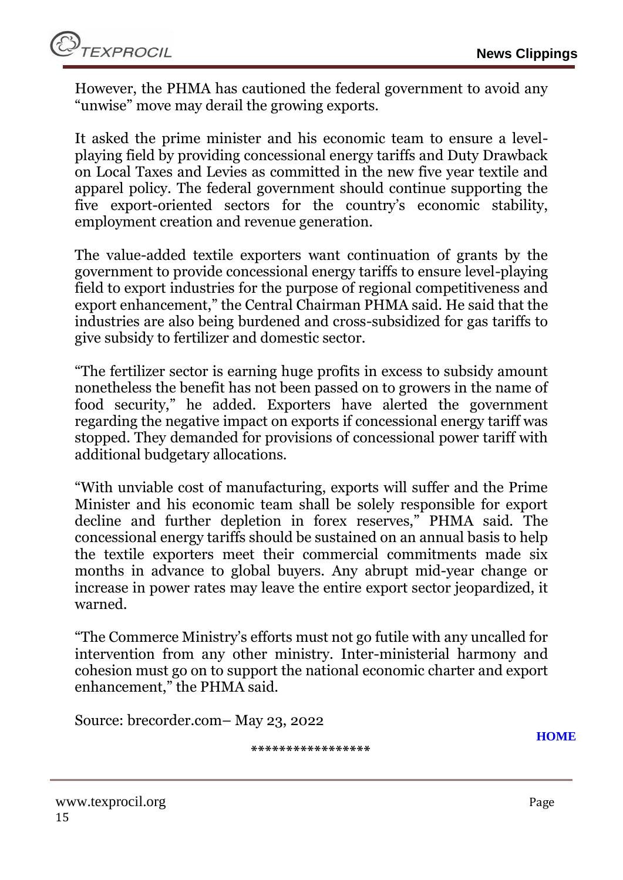However, the PHMA has cautioned the federal government to avoid any "unwise" move may derail the growing exports.

It asked the prime minister and his economic team to ensure a level-playing field by providing concessional energy tariffs and Duty Drawback on Local Taxes and Levies as committed in the new five year textile and apparel policy. The federal government should continue supporting the five export-oriented sectors for the country's economic stability, employment creation and revenue generation.

The value-added textile exporters want continuation of grants by the government to provide concessional energy tariffs to ensure level-playing field to export industries for the purpose of regional competitiveness and export enhancement," the Central Chairman PHMA said. He said that the industries are also being burdened and cross-subsidized for gas tariffs to give subsidy to fertilizer and domestic sector.

"The fertilizer sector is earning huge profits in excess to subsidy amount nonetheless the benefit has not been passed on to growers in the name of food security," he added. Exporters have alerted the government regarding the negative impact on exports if concessional energy tariff was stopped. They demanded for provisions of concessional power tariff with additional budgetary allocations.

"With unviable cost of manufacturing, exports will suffer and the Prime Minister and his economic team shall be solely responsible for export decline and further depletion in forex reserves," PHMA said. The concessional energy tariffs should be sustained on an annual basis to help the textile exporters meet their commercial commitments made six months in advance to global buyers. Any abrupt mid-year change or increase in power rates may leave the entire export sector jeopardized, it warned.

"The Commerce Ministry's efforts must not go futile with any uncalled for intervention from any other ministry. Inter-ministerial harmony and cohesion must go on to support the national economic charter and export enhancement," the PHMA said.

Source: brecorder.com– May 23, 2022

**HOME**

*****************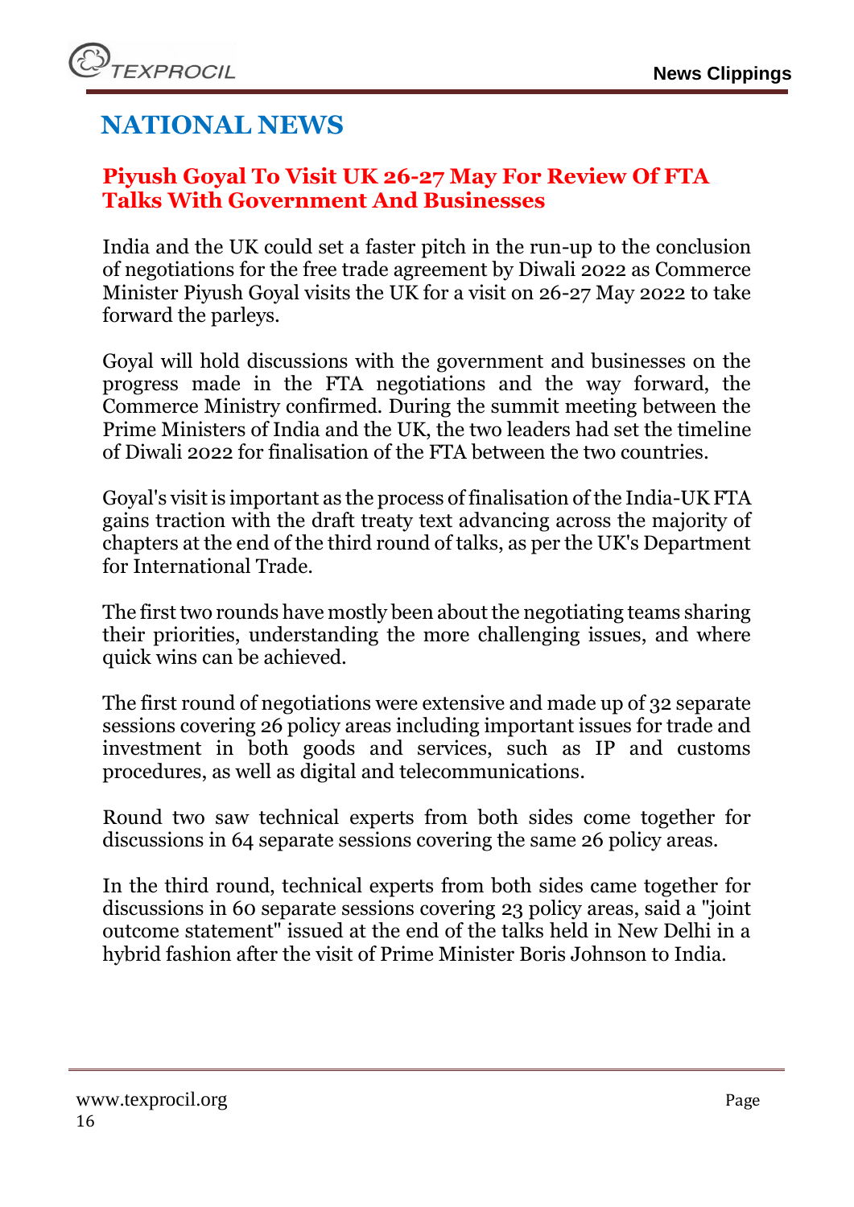# NATIONAL NEWS

## Piyush Goyal To Visit UK 26-27 May For Review Of FTA Talks With Government And Businesses

India and the UK could set a faster pitch in the run-up to the conclusion of negotiations for the free trade agreement by Diwali 2022 as Commerce Minister Piyush Goyal visits the UK for a visit on 26-27 May 2022 to take forward the parleys.

Goyal will hold discussions with the government and businesses on the progress made in the FTA negotiations and the way forward, the Commerce Ministry confirmed. During the summit meeting between the Prime Ministers of India and the UK, the two leaders had set the timeline of Diwali 2022 for finalisation of the FTA between the two countries.

Goyal's visit is important as the process of finalisation of the India-UK FTA gains traction with the draft treaty text advancing across the majority of chapters at the end of the third round of talks, as per the UK's Department for International Trade.

The first two rounds have mostly been about the negotiating teams sharing their priorities, understanding the more challenging issues, and where quick wins can be achieved.

The first round of negotiations were extensive and made up of 32 separate sessions covering 26 policy areas including important issues for trade and investment in both goods and services, such as IP and customs procedures, as well as digital and telecommunications.

Round two saw technical experts from both sides come together for discussions in 64 separate sessions covering the same 26 policy areas.

In the third round, technical experts from both sides came together for discussions in 60 separate sessions covering 23 policy areas, said a "joint outcome statement" issued at the end of the talks held in New Delhi in a hybrid fashion after the visit of Prime Minister Boris Johnson to India.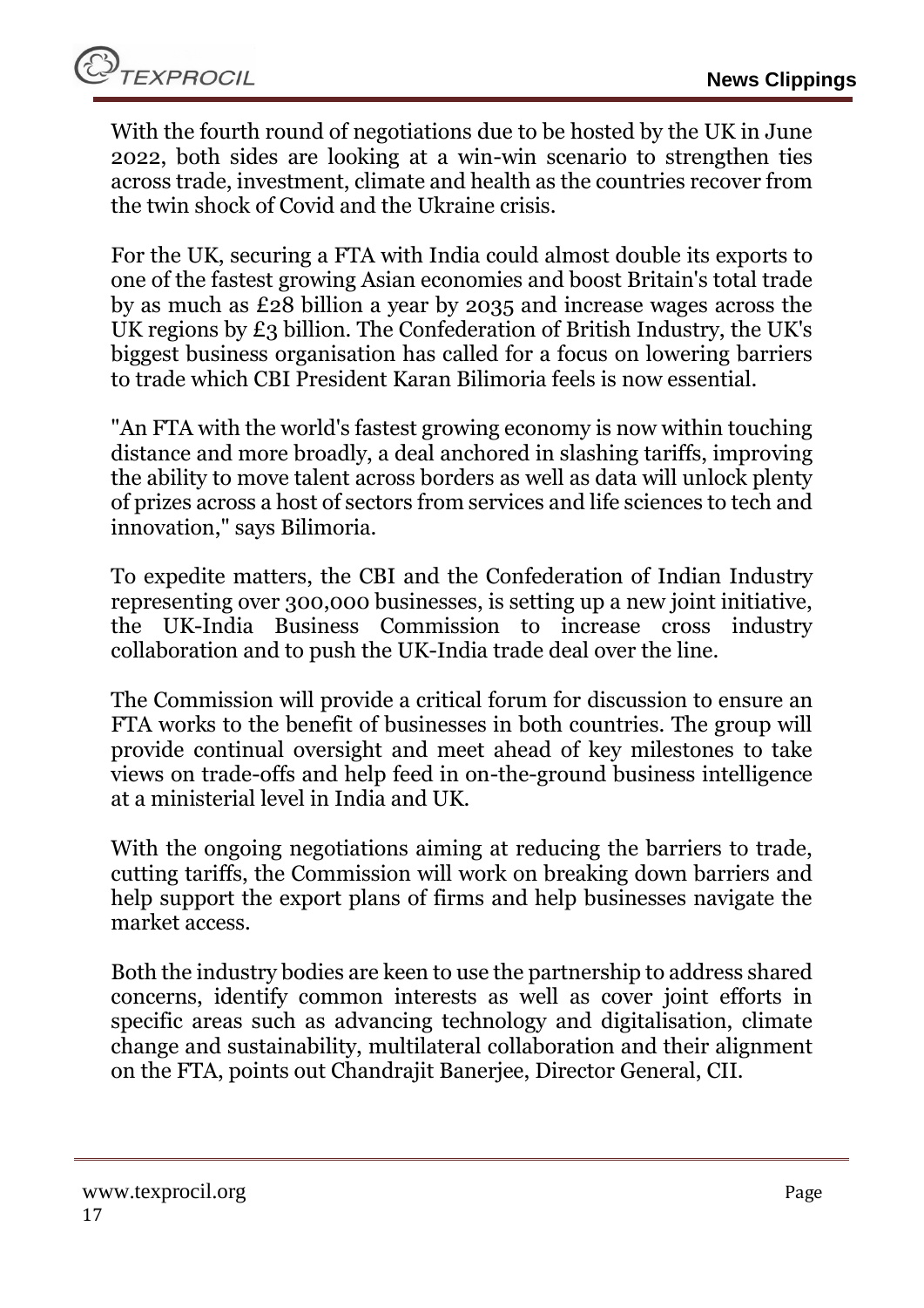With the fourth round of negotiations due to be hosted by the UK in June 2022, both sides are looking at a win-win scenario to strengthen ties across trade, investment, climate and health as the countries recover from the twin shock of Covid and the Ukraine crisis.

For the UK, securing a FTA with India could almost double its exports to one of the fastest growing Asian economies and boost Britain's total trade by as much as £28 billion a year by 2035 and increase wages across the UK regions by £3 billion. The Confederation of British Industry, the UK's biggest business organisation has called for a focus on lowering barriers to trade which CBI President Karan Bilimoria feels is now essential.

"An FTA with the world's fastest growing economy is now within touching distance and more broadly, a deal anchored in slashing tariffs, improving the ability to move talent across borders as well as data will unlock plenty of prizes across a host of sectors from services and life sciences to tech and innovation," says Bilimoria.

To expedite matters, the CBI and the Confederation of Indian Industry representing over 300,000 businesses, is setting up a new joint initiative, the UK-India Business Commission to increase cross industry collaboration and to push the UK-India trade deal over the line.

The Commission will provide a critical forum for discussion to ensure an FTA works to the benefit of businesses in both countries. The group will provide continual oversight and meet ahead of key milestones to take views on trade-offs and help feed in on-the-ground business intelligence at a ministerial level in India and UK.

With the ongoing negotiations aiming at reducing the barriers to trade, cutting tariffs, the Commission will work on breaking down barriers and help support the export plans of firms and help businesses navigate the market access.

Both the industry bodies are keen to use the partnership to address shared concerns, identify common interests as well as cover joint efforts in specific areas such as advancing technology and digitalisation, climate change and sustainability, multilateral collaboration and their alignment on the FTA, points out Chandrajit Banerjee, Director General, CII.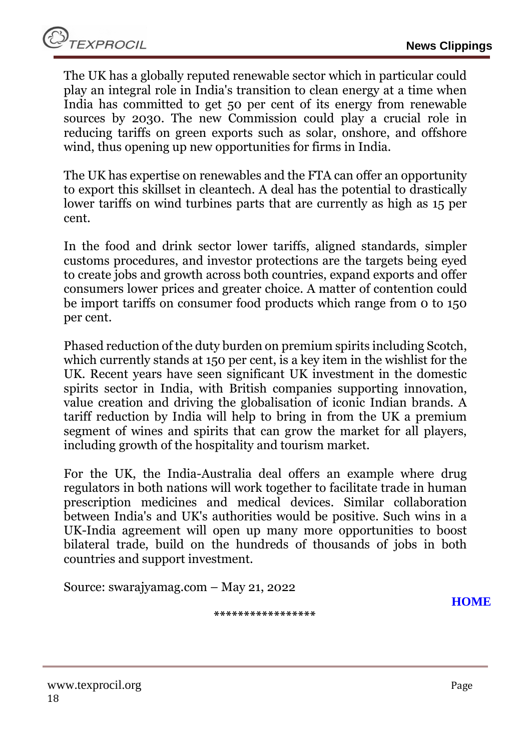The UK has a globally reputed renewable sector which in particular could play an integral role in India's transition to clean energy at a time when India has committed to get 50 per cent of its energy from renewable sources by 2030. The new Commission could play a crucial role in reducing tariffs on green exports such as solar, onshore, and offshore wind, thus opening up new opportunities for firms in India.

The UK has expertise on renewables and the FTA can offer an opportunity to export this skillset in cleantech. A deal has the potential to drastically lower tariffs on wind turbines parts that are currently as high as 15 per cent.

In the food and drink sector lower tariffs, aligned standards, simpler customs procedures, and investor protections are the targets being eyed to create jobs and growth across both countries, expand exports and offer consumers lower prices and greater choice. A matter of contention could be import tariffs on consumer food products which range from 0 to 150 per cent.

Phased reduction of the duty burden on premium spirits including Scotch, which currently stands at 150 per cent, is a key item in the wishlist for the UK. Recent years have seen significant UK investment in the domestic spirits sector in India, with British companies supporting innovation, value creation and driving the globalisation of iconic Indian brands. A tariff reduction by India will help to bring in from the UK a premium segment of wines and spirits that can grow the market for all players, including growth of the hospitality and tourism market.

For the UK, the India-Australia deal offers an example where drug regulators in both nations will work together to facilitate trade in human prescription medicines and medical devices. Similar collaboration between India's and UK's authorities would be positive. Such wins in a UK-India agreement will open up many more opportunities to boost bilateral trade, build on the hundreds of thousands of jobs in both countries and support investment.

Source: swarajyamag.com – May 21, 2022

**HOME**

*****************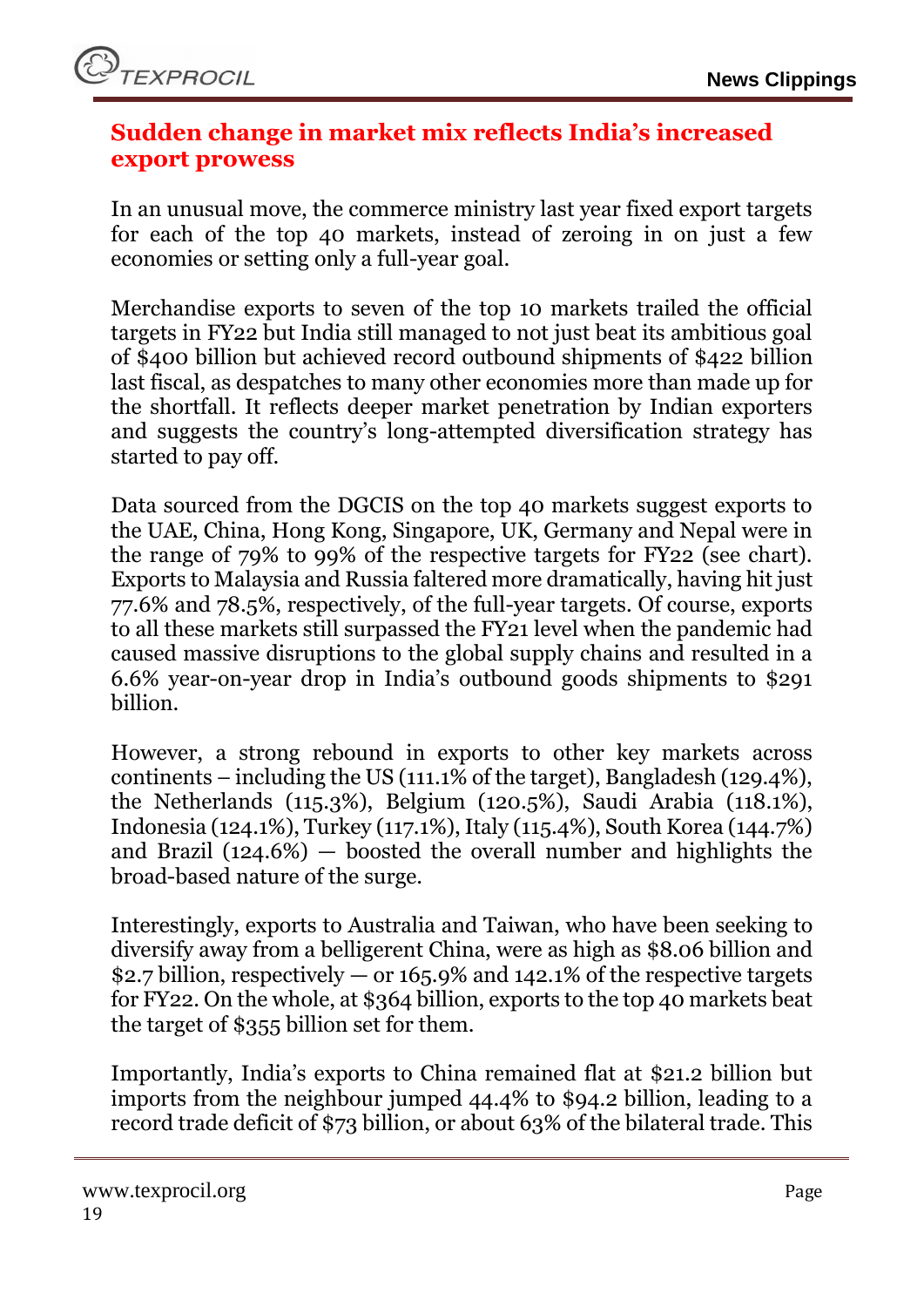## Sudden change in market mix reflects India's increased export prowess

In an unusual move, the commerce ministry last year fixed export targets for each of the top 40 markets, instead of zeroing in on just a few economies or setting only a full-year goal.

Merchandise exports to seven of the top 10 markets trailed the official targets in FY22 but India still managed to not just beat its ambitious goal of $400 billion but achieved record outbound shipments of $422 billion last fiscal, as despatches to many other economies more than made up for the shortfall. It reflects deeper market penetration by Indian exporters and suggests the country's long-attempted diversification strategy has started to pay off.

Data sourced from the DGCIS on the top 40 markets suggest exports to the UAE, China, Hong Kong, Singapore, UK, Germany and Nepal were in the range of 79% to 99% of the respective targets for FY22 (see chart). Exports to Malaysia and Russia faltered more dramatically, having hit just 77.6% and 78.5%, respectively, of the full-year targets. Of course, exports to all these markets still surpassed the FY21 level when the pandemic had caused massive disruptions to the global supply chains and resulted in a 6.6% year-on-year drop in India's outbound goods shipments to $291 billion.

However, a strong rebound in exports to other key markets across continents – including the US (111.1% of the target), Bangladesh (129.4%), the Netherlands (115.3%), Belgium (120.5%), Saudi Arabia (118.1%), Indonesia (124.1%), Turkey (117.1%), Italy (115.4%), South Korea (144.7%) and Brazil (124.6%) — boosted the overall number and highlights the broad-based nature of the surge.

Interestingly, exports to Australia and Taiwan, who have been seeking to diversify away from a belligerent China, were as high as $8.06 billion and $2.7 billion, respectively — or 165.9% and 142.1% of the respective targets for FY22. On the whole, at $364 billion, exports to the top 40 markets beat the target of $355 billion set for them.

Importantly, India's exports to China remained flat at $21.2 billion but imports from the neighbour jumped 44.4% to $94.2 billion, leading to a record trade deficit of $73 billion, or about 63% of the bilateral trade. This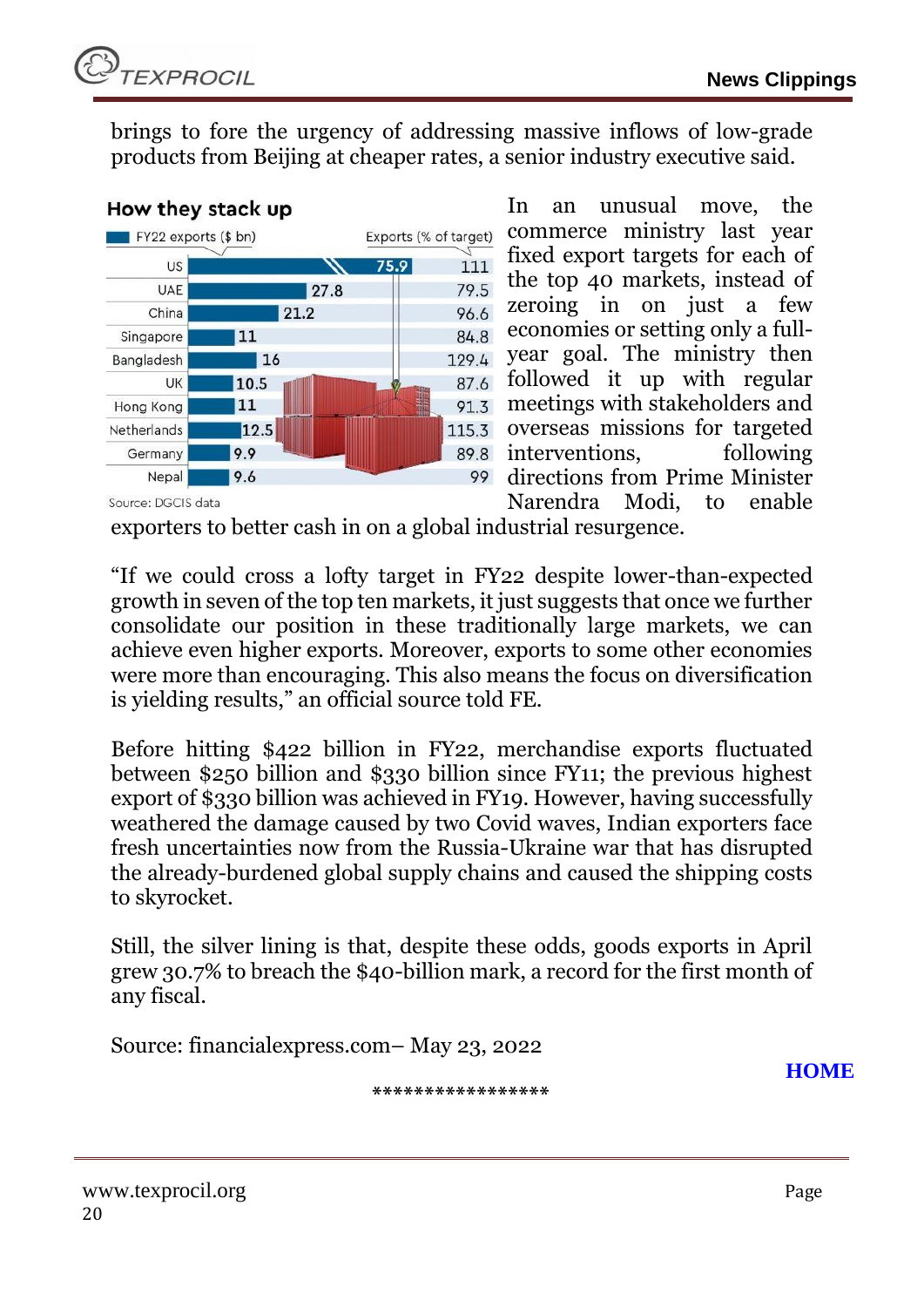brings to fore the urgency of addressing massive inflows of low-grade products from Beijing at cheaper rates, a senior industry executive said.

**How they stack up**

| Country | FY22 exports ($ bn) | Exports (% of target) |
|---|---|---|
| US | 75.9 | 111 |
| UAE | 27.8 | 79.5 |
| China | 21.2 | 96.6 |
| Singapore | 11 | 84.8 |
| Bangladesh | 16 | 129.4 |
| UK | 10.5 | 87.6 |
| Hong Kong | 11 | 91.3 |
| Netherlands | 12.5 | 115.3 |
| Germany | 9.9 | 89.8 |
| Nepal | 9.6 | 99 |

Source: DGCIS data

In an unusual move, the commerce ministry last year fixed export targets for each of the top 40 markets, instead of zeroing in on just a few economies or setting only a full-year goal. The ministry then followed it up with regular meetings with stakeholders and overseas missions for targeted interventions, following directions from Prime Minister Narendra Modi, to enable exporters to better cash in on a global industrial resurgence.

"If we could cross a lofty target in FY22 despite lower-than-expected growth in seven of the top ten markets, it just suggests that once we further consolidate our position in these traditionally large markets, we can achieve even higher exports. Moreover, exports to some other economies were more than encouraging. This also means the focus on diversification is yielding results," an official source told FE.

Before hitting $422 billion in FY22, merchandise exports fluctuated between $250 billion and $330 billion since FY11; the previous highest export of $330 billion was achieved in FY19. However, having successfully weathered the damage caused by two Covid waves, Indian exporters face fresh uncertainties now from the Russia-Ukraine war that has disrupted the already-burdened global supply chains and caused the shipping costs to skyrocket.

Still, the silver lining is that, despite these odds, goods exports in April grew 30.7% to breach the $40-billion mark, a record for the first month of any fiscal.

Source: financialexpress.com– May 23, 2022

**HOME**

*****************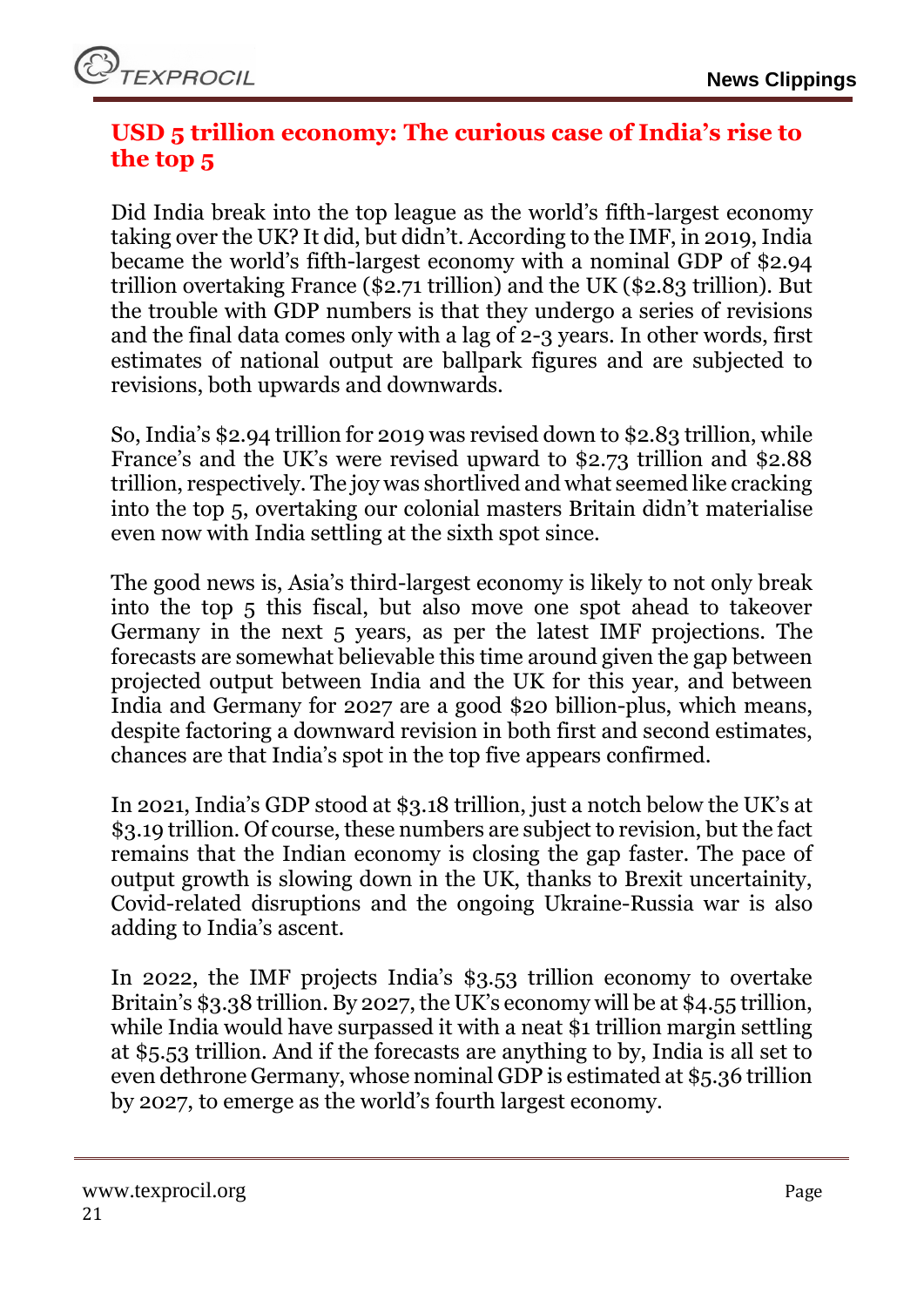## USD 5 trillion economy: The curious case of India's rise to the top 5

Did India break into the top league as the world's fifth-largest economy taking over the UK? It did, but didn't. According to the IMF, in 2019, India became the world's fifth-largest economy with a nominal GDP of $2.94 trillion overtaking France ($2.71 trillion) and the UK ($2.83 trillion). But the trouble with GDP numbers is that they undergo a series of revisions and the final data comes only with a lag of 2-3 years. In other words, first estimates of national output are ballpark figures and are subjected to revisions, both upwards and downwards.

So, India's $2.94 trillion for 2019 was revised down to $2.83 trillion, while France's and the UK's were revised upward to $2.73 trillion and $2.88 trillion, respectively. The joy was shortlived and what seemed like cracking into the top 5, overtaking our colonial masters Britain didn't materialise even now with India settling at the sixth spot since.

The good news is, Asia's third-largest economy is likely to not only break into the top 5 this fiscal, but also move one spot ahead to takeover Germany in the next 5 years, as per the latest IMF projections. The forecasts are somewhat believable this time around given the gap between projected output between India and the UK for this year, and between India and Germany for 2027 are a good $20 billion-plus, which means, despite factoring a downward revision in both first and second estimates, chances are that India's spot in the top five appears confirmed.

In 2021, India's GDP stood at $3.18 trillion, just a notch below the UK's at $3.19 trillion. Of course, these numbers are subject to revision, but the fact remains that the Indian economy is closing the gap faster. The pace of output growth is slowing down in the UK, thanks to Brexit uncertainity, Covid-related disruptions and the ongoing Ukraine-Russia war is also adding to India's ascent.

In 2022, the IMF projects India's $3.53 trillion economy to overtake Britain's $3.38 trillion. By 2027, the UK's economy will be at $4.55 trillion, while India would have surpassed it with a neat $1 trillion margin settling at $5.53 trillion. And if the forecasts are anything to by, India is all set to even dethrone Germany, whose nominal GDP is estimated at $5.36 trillion by 2027, to emerge as the world's fourth largest economy.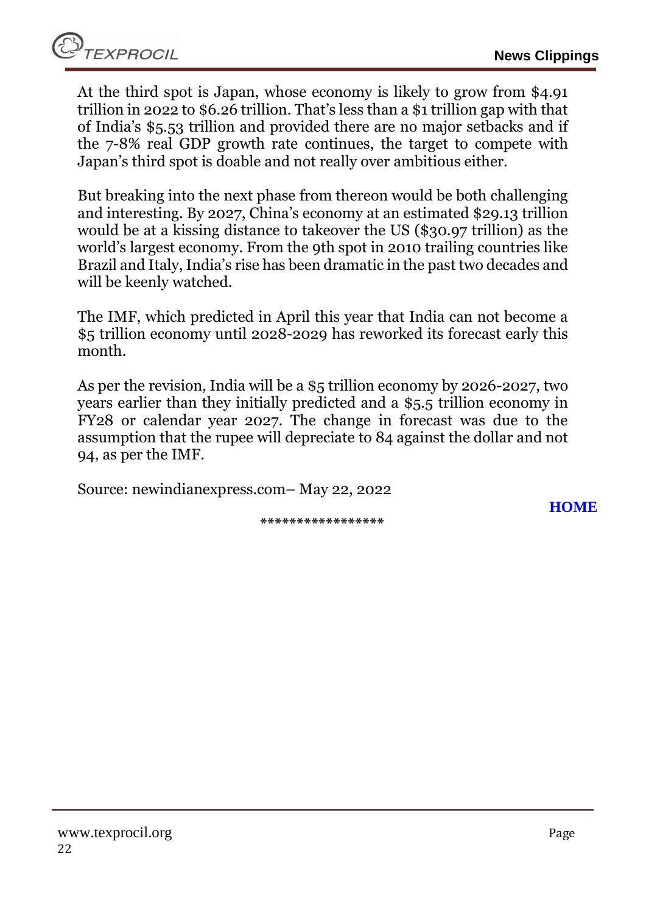At the third spot is Japan, whose economy is likely to grow from $4.91 trillion in 2022 to $6.26 trillion. That's less than a $1 trillion gap with that of India's $5.53 trillion and provided there are no major setbacks and if the 7-8% real GDP growth rate continues, the target to compete with Japan's third spot is doable and not really over ambitious either.

But breaking into the next phase from thereon would be both challenging and interesting. By 2027, China's economy at an estimated $29.13 trillion would be at a kissing distance to takeover the US ($30.97 trillion) as the world's largest economy. From the 9th spot in 2010 trailing countries like Brazil and Italy, India's rise has been dramatic in the past two decades and will be keenly watched.

The IMF, which predicted in April this year that India can not become a $5 trillion economy until 2028-2029 has reworked its forecast early this month.

As per the revision, India will be a $5 trillion economy by 2026-2027, two years earlier than they initially predicted and a $5.5 trillion economy in FY28 or calendar year 2027. The change in forecast was due to the assumption that the rupee will depreciate to 84 against the dollar and not 94, as per the IMF.

Source: newindianexpress.com– May 22, 2022

**HOME**

*****************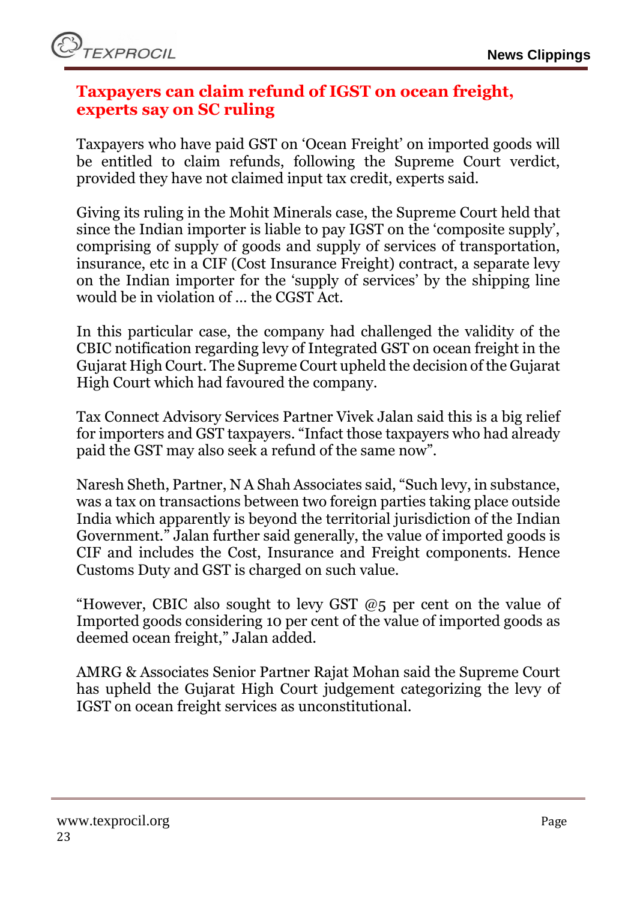## Taxpayers can claim refund of IGST on ocean freight, experts say on SC ruling

Taxpayers who have paid GST on 'Ocean Freight' on imported goods will be entitled to claim refunds, following the Supreme Court verdict, provided they have not claimed input tax credit, experts said.

Giving its ruling in the Mohit Minerals case, the Supreme Court held that since the Indian importer is liable to pay IGST on the 'composite supply', comprising of supply of goods and supply of services of transportation, insurance, etc in a CIF (Cost Insurance Freight) contract, a separate levy on the Indian importer for the 'supply of services' by the shipping line would be in violation of ... the CGST Act.

In this particular case, the company had challenged the validity of the CBIC notification regarding levy of Integrated GST on ocean freight in the Gujarat High Court. The Supreme Court upheld the decision of the Gujarat High Court which had favoured the company.

Tax Connect Advisory Services Partner Vivek Jalan said this is a big relief for importers and GST taxpayers. "Infact those taxpayers who had already paid the GST may also seek a refund of the same now".

Naresh Sheth, Partner, N A Shah Associates said, "Such levy, in substance, was a tax on transactions between two foreign parties taking place outside India which apparently is beyond the territorial jurisdiction of the Indian Government." Jalan further said generally, the value of imported goods is CIF and includes the Cost, Insurance and Freight components. Hence Customs Duty and GST is charged on such value.

"However, CBIC also sought to levy GST @5 per cent on the value of Imported goods considering 10 per cent of the value of imported goods as deemed ocean freight," Jalan added.

AMRG & Associates Senior Partner Rajat Mohan said the Supreme Court has upheld the Gujarat High Court judgement categorizing the levy of IGST on ocean freight services as unconstitutional.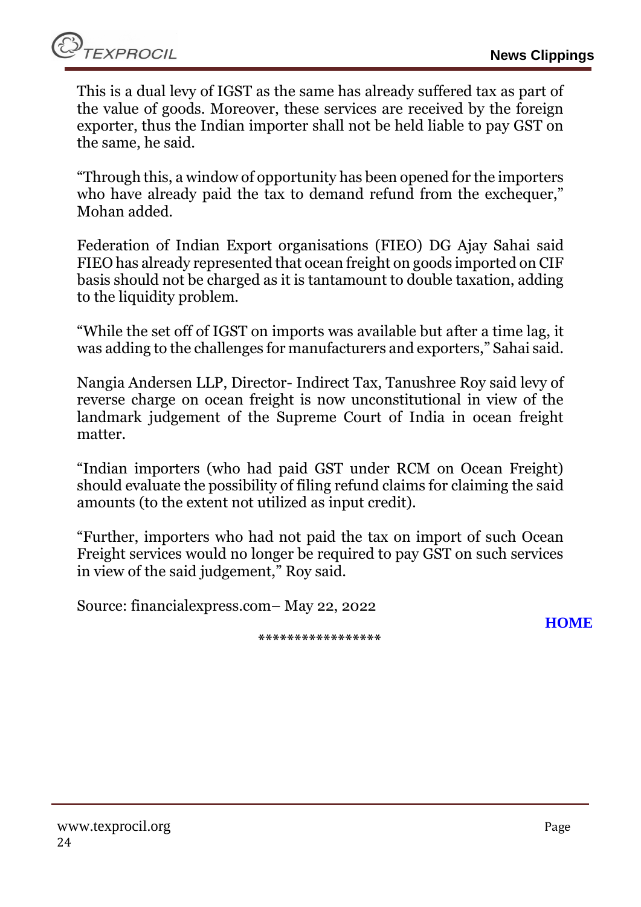This is a dual levy of IGST as the same has already suffered tax as part of the value of goods. Moreover, these services are received by the foreign exporter, thus the Indian importer shall not be held liable to pay GST on the same, he said.

"Through this, a window of opportunity has been opened for the importers who have already paid the tax to demand refund from the exchequer," Mohan added.

Federation of Indian Export organisations (FIEO) DG Ajay Sahai said FIEO has already represented that ocean freight on goods imported on CIF basis should not be charged as it is tantamount to double taxation, adding to the liquidity problem.

"While the set off of IGST on imports was available but after a time lag, it was adding to the challenges for manufacturers and exporters," Sahai said.

Nangia Andersen LLP, Director- Indirect Tax, Tanushree Roy said levy of reverse charge on ocean freight is now unconstitutional in view of the landmark judgement of the Supreme Court of India in ocean freight matter.

"Indian importers (who had paid GST under RCM on Ocean Freight) should evaluate the possibility of filing refund claims for claiming the said amounts (to the extent not utilized as input credit).

"Further, importers who had not paid the tax on import of such Ocean Freight services would no longer be required to pay GST on such services in view of the said judgement," Roy said.

Source: financialexpress.com– May 22, 2022

**HOME**

*****************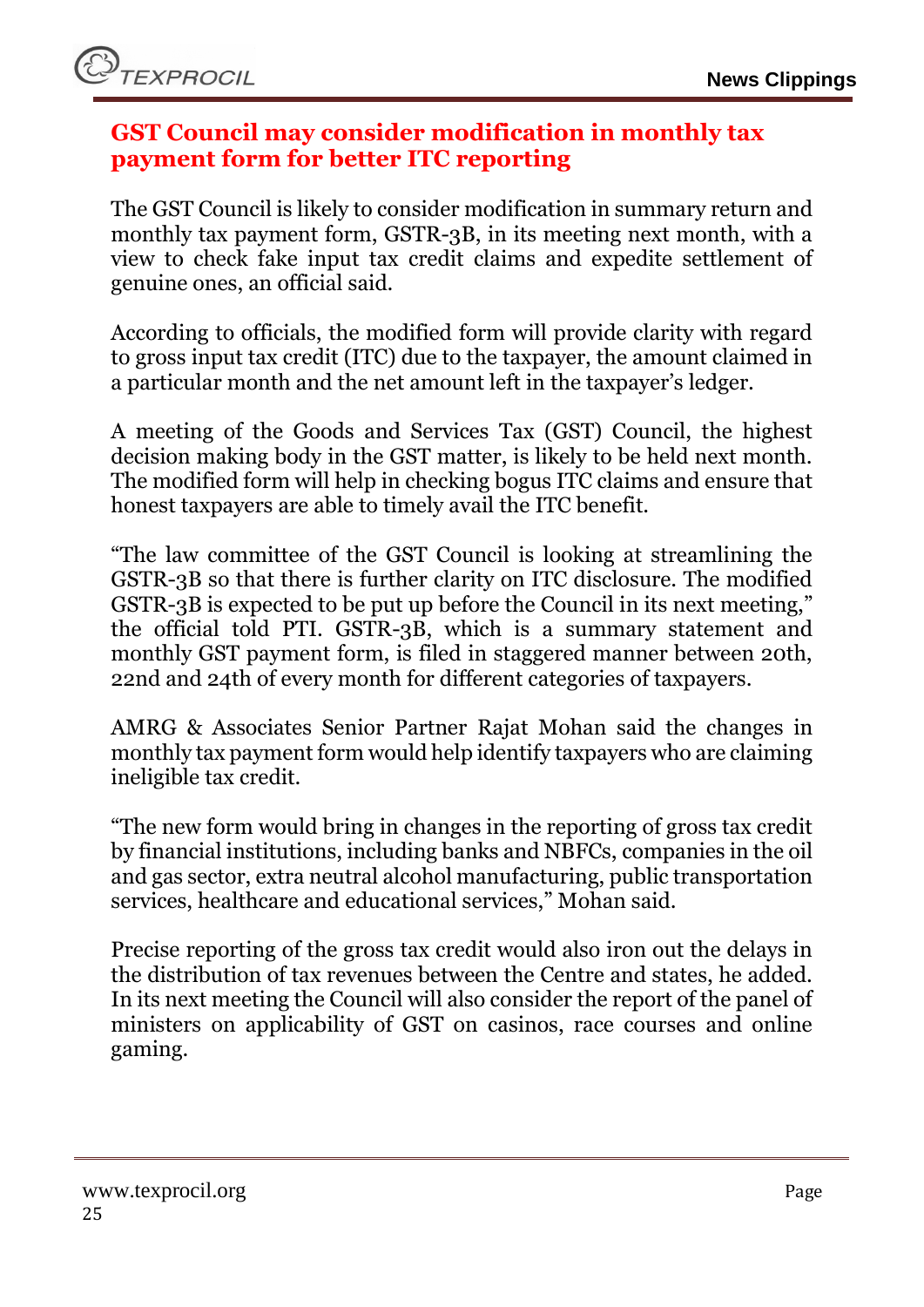## GST Council may consider modification in monthly tax payment form for better ITC reporting

The GST Council is likely to consider modification in summary return and monthly tax payment form, GSTR-3B, in its meeting next month, with a view to check fake input tax credit claims and expedite settlement of genuine ones, an official said.

According to officials, the modified form will provide clarity with regard to gross input tax credit (ITC) due to the taxpayer, the amount claimed in a particular month and the net amount left in the taxpayer's ledger.

A meeting of the Goods and Services Tax (GST) Council, the highest decision making body in the GST matter, is likely to be held next month. The modified form will help in checking bogus ITC claims and ensure that honest taxpayers are able to timely avail the ITC benefit.

"The law committee of the GST Council is looking at streamlining the GSTR-3B so that there is further clarity on ITC disclosure. The modified GSTR-3B is expected to be put up before the Council in its next meeting," the official told PTI. GSTR-3B, which is a summary statement and monthly GST payment form, is filed in staggered manner between 20th, 22nd and 24th of every month for different categories of taxpayers.

AMRG & Associates Senior Partner Rajat Mohan said the changes in monthly tax payment form would help identify taxpayers who are claiming ineligible tax credit.

"The new form would bring in changes in the reporting of gross tax credit by financial institutions, including banks and NBFCs, companies in the oil and gas sector, extra neutral alcohol manufacturing, public transportation services, healthcare and educational services," Mohan said.

Precise reporting of the gross tax credit would also iron out the delays in the distribution of tax revenues between the Centre and states, he added. In its next meeting the Council will also consider the report of the panel of ministers on applicability of GST on casinos, race courses and online gaming.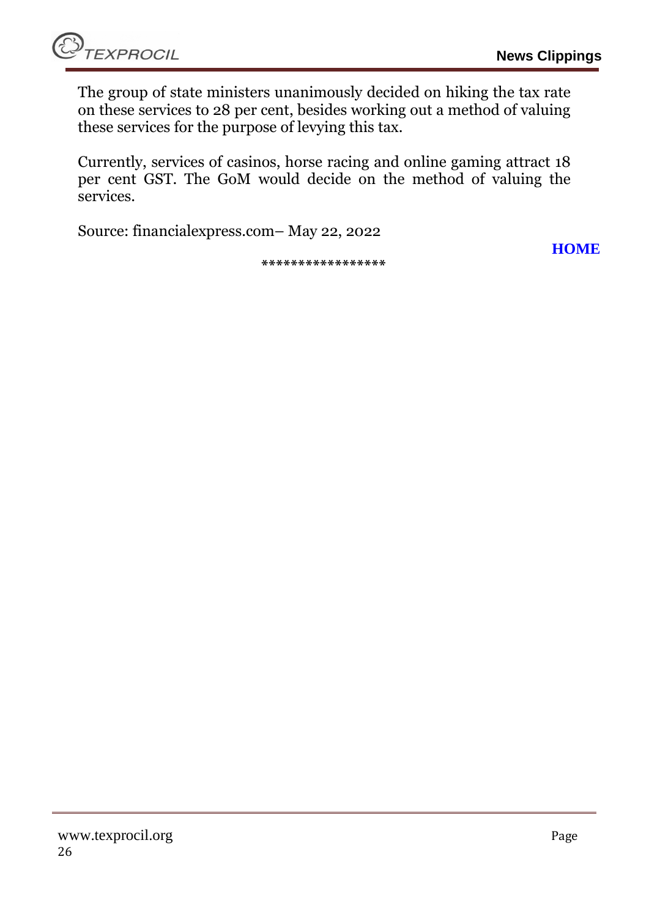The group of state ministers unanimously decided on hiking the tax rate on these services to 28 per cent, besides working out a method of valuing these services for the purpose of levying this tax.

Currently, services of casinos, horse racing and online gaming attract 18 per cent GST. The GoM would decide on the method of valuing the services.

Source: financialexpress.com– May 22, 2022

**HOME**

*****************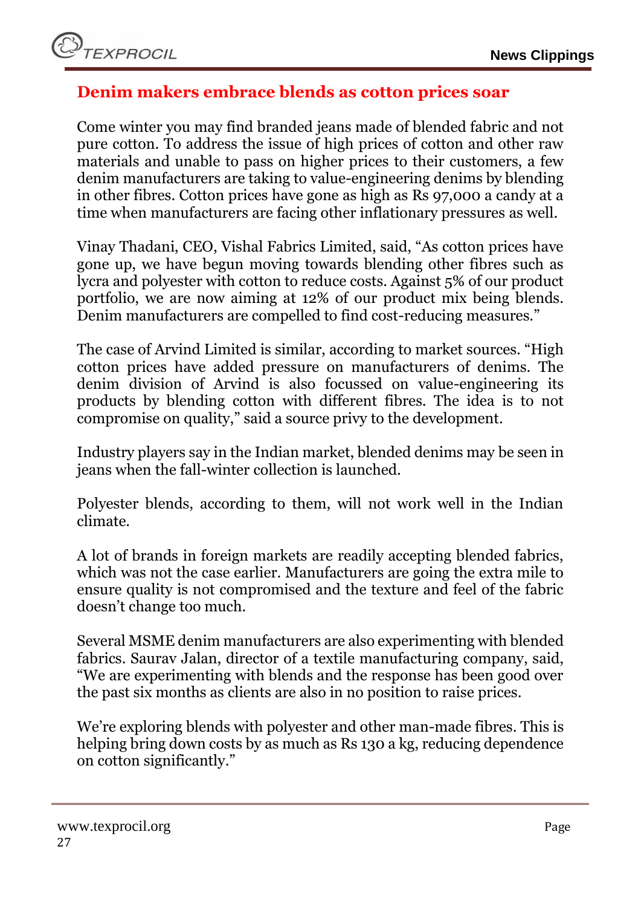## Denim makers embrace blends as cotton prices soar

Come winter you may find branded jeans made of blended fabric and not pure cotton. To address the issue of high prices of cotton and other raw materials and unable to pass on higher prices to their customers, a few denim manufacturers are taking to value-engineering denims by blending in other fibres. Cotton prices have gone as high as Rs 97,000 a candy at a time when manufacturers are facing other inflationary pressures as well.

Vinay Thadani, CEO, Vishal Fabrics Limited, said, "As cotton prices have gone up, we have begun moving towards blending other fibres such as lycra and polyester with cotton to reduce costs. Against 5% of our product portfolio, we are now aiming at 12% of our product mix being blends. Denim manufacturers are compelled to find cost-reducing measures."

The case of Arvind Limited is similar, according to market sources. "High cotton prices have added pressure on manufacturers of denims. The denim division of Arvind is also focussed on value-engineering its products by blending cotton with different fibres. The idea is to not compromise on quality," said a source privy to the development.

Industry players say in the Indian market, blended denims may be seen in jeans when the fall-winter collection is launched.

Polyester blends, according to them, will not work well in the Indian climate.

A lot of brands in foreign markets are readily accepting blended fabrics, which was not the case earlier. Manufacturers are going the extra mile to ensure quality is not compromised and the texture and feel of the fabric doesn't change too much.

Several MSME denim manufacturers are also experimenting with blended fabrics. Saurav Jalan, director of a textile manufacturing company, said, "We are experimenting with blends and the response has been good over the past six months as clients are also in no position to raise prices.

We're exploring blends with polyester and other man-made fibres. This is helping bring down costs by as much as Rs 130 a kg, reducing dependence on cotton significantly."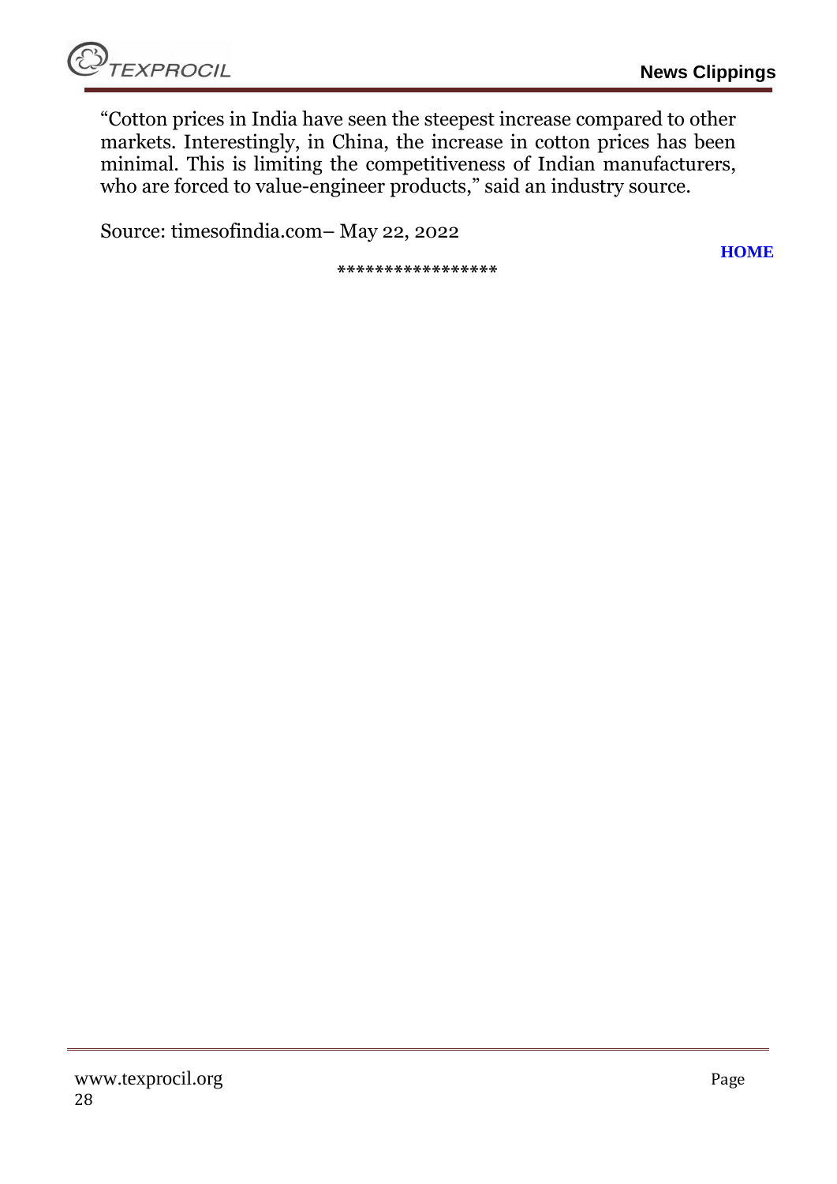"Cotton prices in India have seen the steepest increase compared to other markets. Interestingly, in China, the increase in cotton prices has been minimal. This is limiting the competitiveness of Indian manufacturers, who are forced to value-engineer products," said an industry source.

Source: timesofindia.com– May 22, 2022

HOME

*****************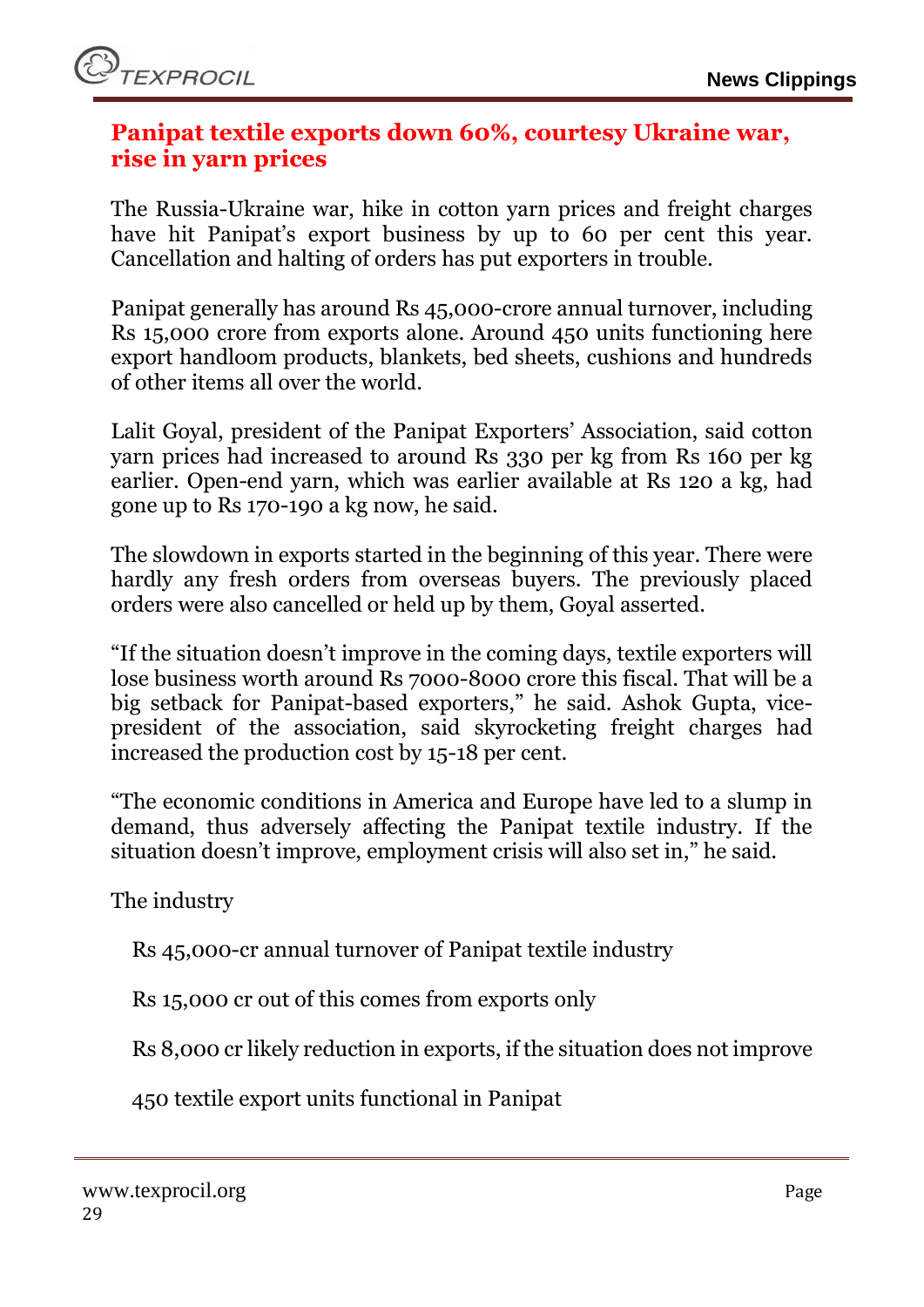## Panipat textile exports down 60%, courtesy Ukraine war, rise in yarn prices

The Russia-Ukraine war, hike in cotton yarn prices and freight charges have hit Panipat's export business by up to 60 per cent this year. Cancellation and halting of orders has put exporters in trouble.

Panipat generally has around Rs 45,000-crore annual turnover, including Rs 15,000 crore from exports alone. Around 450 units functioning here export handloom products, blankets, bed sheets, cushions and hundreds of other items all over the world.

Lalit Goyal, president of the Panipat Exporters' Association, said cotton yarn prices had increased to around Rs 330 per kg from Rs 160 per kg earlier. Open-end yarn, which was earlier available at Rs 120 a kg, had gone up to Rs 170-190 a kg now, he said.

The slowdown in exports started in the beginning of this year. There were hardly any fresh orders from overseas buyers. The previously placed orders were also cancelled or held up by them, Goyal asserted.

"If the situation doesn't improve in the coming days, textile exporters will lose business worth around Rs 7000-8000 crore this fiscal. That will be a big setback for Panipat-based exporters," he said. Ashok Gupta, vice-president of the association, said skyrocketing freight charges had increased the production cost by 15-18 per cent.

"The economic conditions in America and Europe have led to a slump in demand, thus adversely affecting the Panipat textile industry. If the situation doesn't improve, employment crisis will also set in," he said.

The industry

Rs 45,000-cr annual turnover of Panipat textile industry

Rs 15,000 cr out of this comes from exports only

Rs 8,000 cr likely reduction in exports, if the situation does not improve

450 textile export units functional in Panipat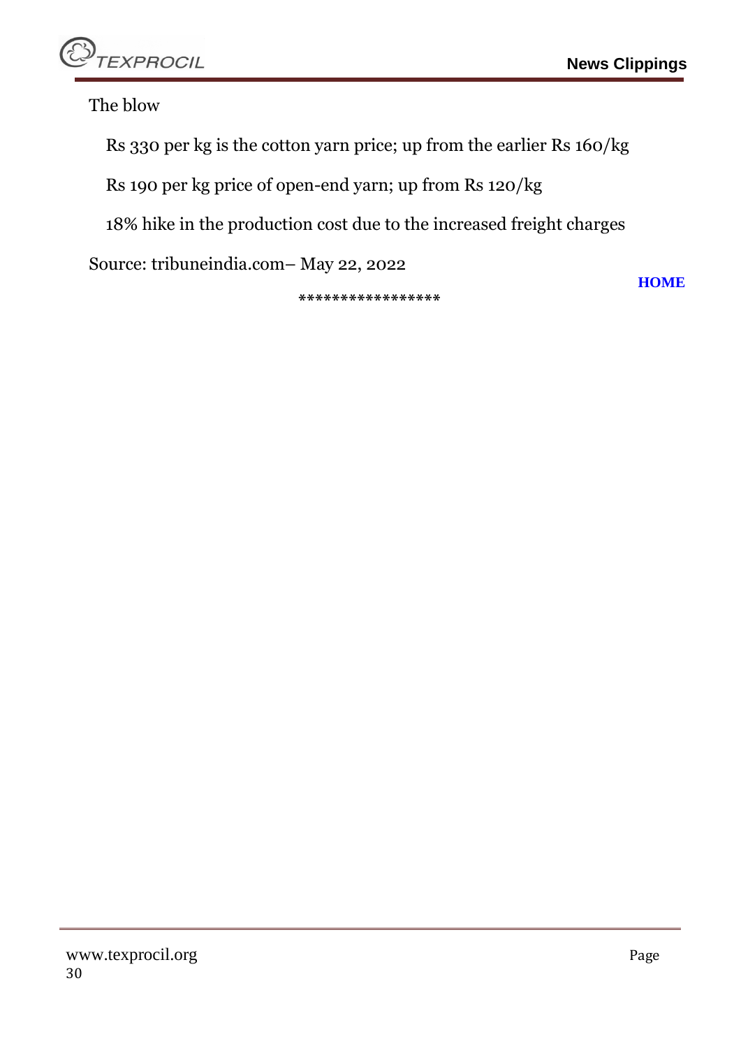The blow

Rs 330 per kg is the cotton yarn price; up from the earlier Rs 160/kg

Rs 190 per kg price of open-end yarn; up from Rs 120/kg

18% hike in the production cost due to the increased freight charges

Source: tribuneindia.com– May 22, 2022

HOME

*****************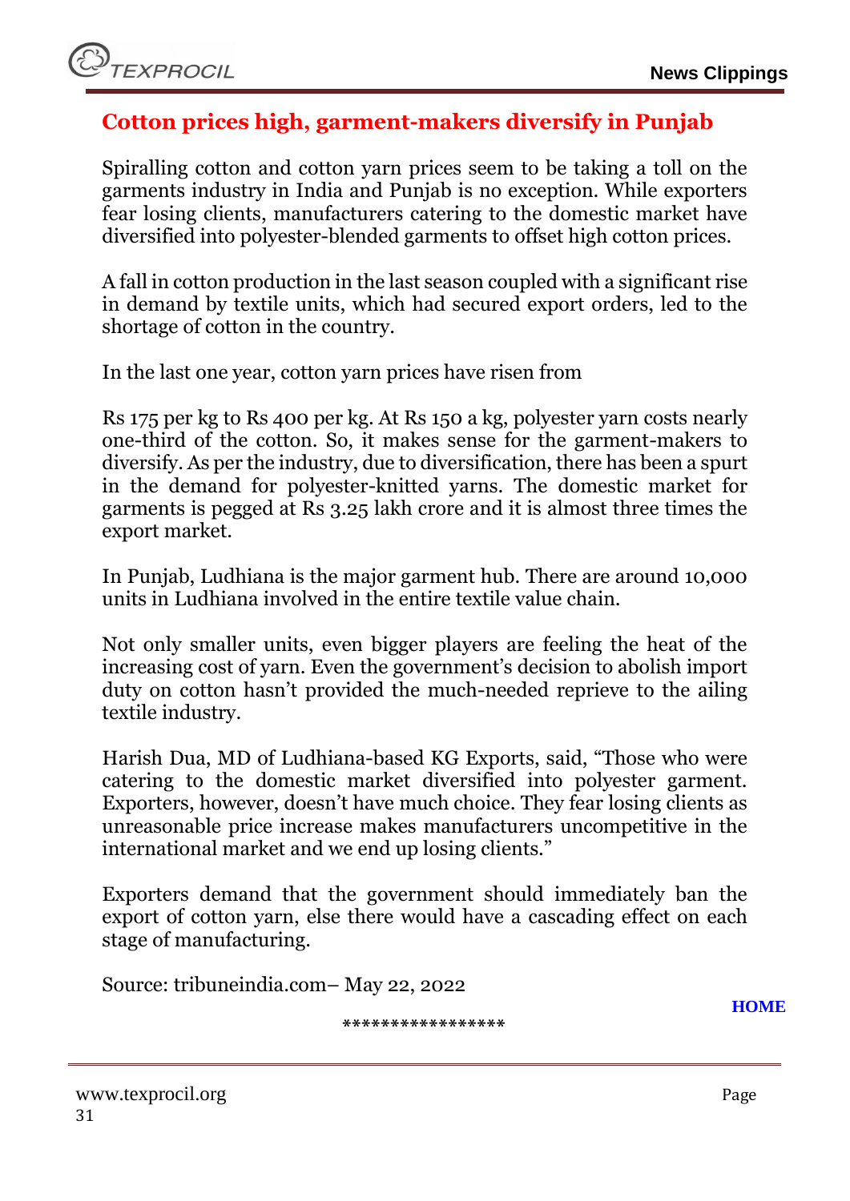## Cotton prices high, garment-makers diversify in Punjab

Spiralling cotton and cotton yarn prices seem to be taking a toll on the garments industry in India and Punjab is no exception. While exporters fear losing clients, manufacturers catering to the domestic market have diversified into polyester-blended garments to offset high cotton prices.

A fall in cotton production in the last season coupled with a significant rise in demand by textile units, which had secured export orders, led to the shortage of cotton in the country.

In the last one year, cotton yarn prices have risen from

Rs 175 per kg to Rs 400 per kg. At Rs 150 a kg, polyester yarn costs nearly one-third of the cotton. So, it makes sense for the garment-makers to diversify. As per the industry, due to diversification, there has been a spurt in the demand for polyester-knitted yarns. The domestic market for garments is pegged at Rs 3.25 lakh crore and it is almost three times the export market.

In Punjab, Ludhiana is the major garment hub. There are around 10,000 units in Ludhiana involved in the entire textile value chain.

Not only smaller units, even bigger players are feeling the heat of the increasing cost of yarn. Even the government's decision to abolish import duty on cotton hasn't provided the much-needed reprieve to the ailing textile industry.

Harish Dua, MD of Ludhiana-based KG Exports, said, "Those who were catering to the domestic market diversified into polyester garment. Exporters, however, doesn't have much choice. They fear losing clients as unreasonable price increase makes manufacturers uncompetitive in the international market and we end up losing clients."

Exporters demand that the government should immediately ban the export of cotton yarn, else there would have a cascading effect on each stage of manufacturing.

Source: tribuneindia.com– May 22, 2022

HOME

*****************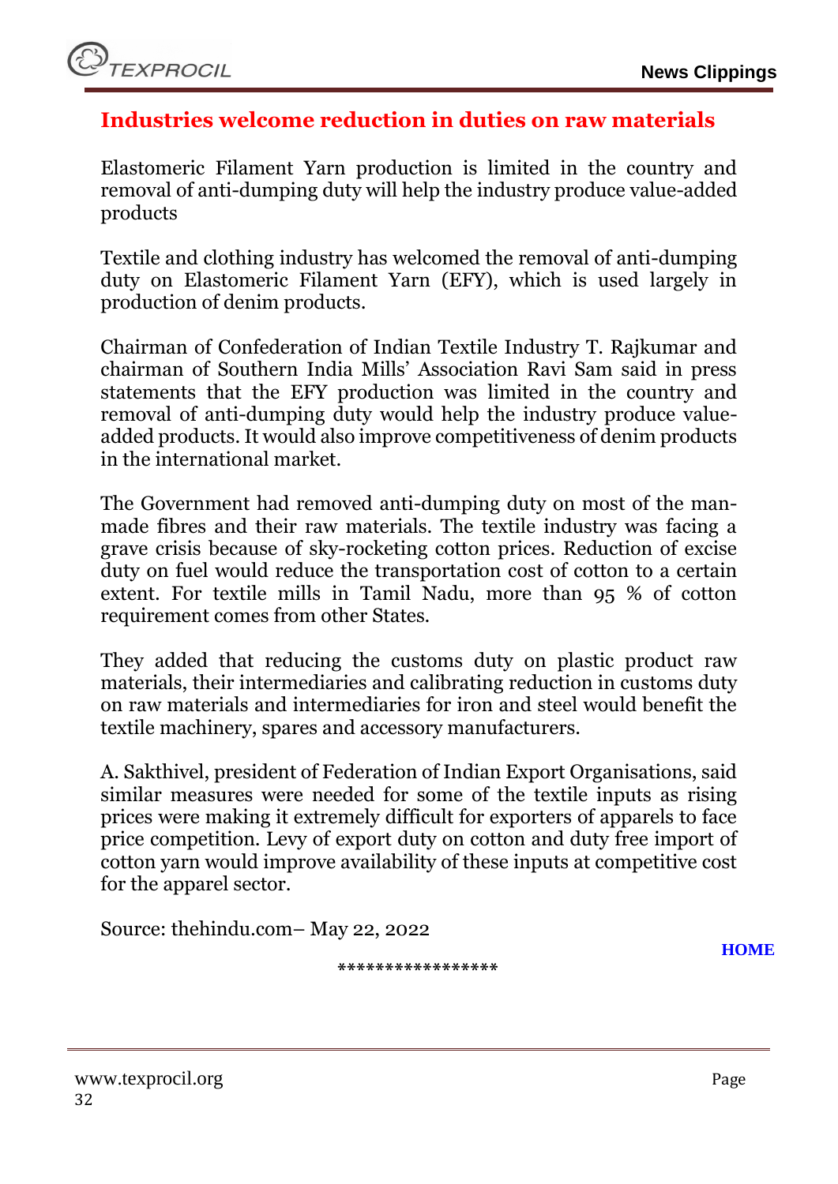## Industries welcome reduction in duties on raw materials

Elastomeric Filament Yarn production is limited in the country and removal of anti-dumping duty will help the industry produce value-added products

Textile and clothing industry has welcomed the removal of anti-dumping duty on Elastomeric Filament Yarn (EFY), which is used largely in production of denim products.

Chairman of Confederation of Indian Textile Industry T. Rajkumar and chairman of Southern India Mills' Association Ravi Sam said in press statements that the EFY production was limited in the country and removal of anti-dumping duty would help the industry produce value-added products. It would also improve competitiveness of denim products in the international market.

The Government had removed anti-dumping duty on most of the man-made fibres and their raw materials. The textile industry was facing a grave crisis because of sky-rocketing cotton prices. Reduction of excise duty on fuel would reduce the transportation cost of cotton to a certain extent. For textile mills in Tamil Nadu, more than 95 % of cotton requirement comes from other States.

They added that reducing the customs duty on plastic product raw materials, their intermediaries and calibrating reduction in customs duty on raw materials and intermediaries for iron and steel would benefit the textile machinery, spares and accessory manufacturers.

A. Sakthivel, president of Federation of Indian Export Organisations, said similar measures were needed for some of the textile inputs as rising prices were making it extremely difficult for exporters of apparels to face price competition. Levy of export duty on cotton and duty free import of cotton yarn would improve availability of these inputs at competitive cost for the apparel sector.

Source: thehindu.com– May 22, 2022

HOME

*****************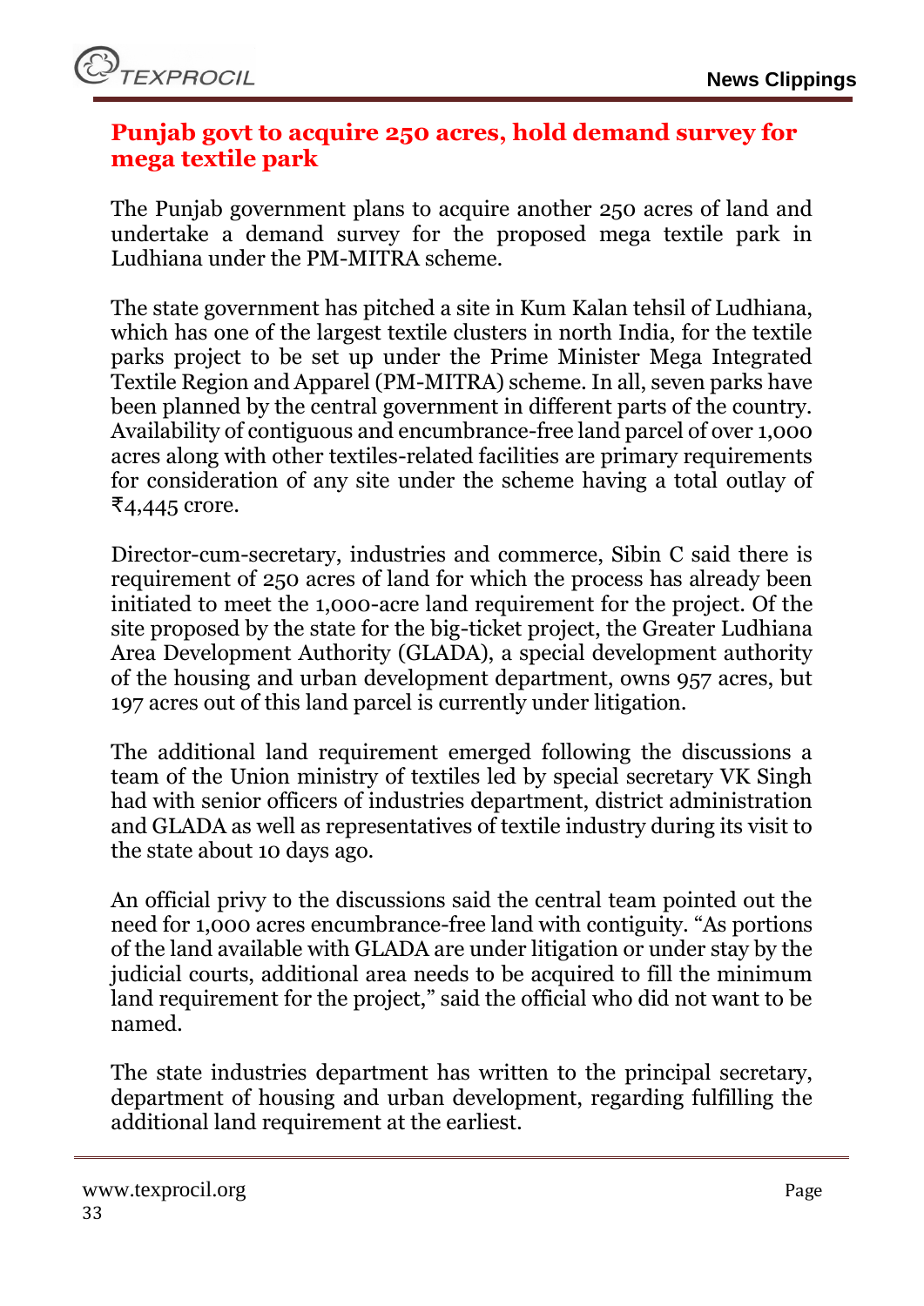# Punjab govt to acquire 250 acres, hold demand survey for mega textile park

The Punjab government plans to acquire another 250 acres of land and undertake a demand survey for the proposed mega textile park in Ludhiana under the PM-MITRA scheme.

The state government has pitched a site in Kum Kalan tehsil of Ludhiana, which has one of the largest textile clusters in north India, for the textile parks project to be set up under the Prime Minister Mega Integrated Textile Region and Apparel (PM-MITRA) scheme. In all, seven parks have been planned by the central government in different parts of the country. Availability of contiguous and encumbrance-free land parcel of over 1,000 acres along with other textiles-related facilities are primary requirements for consideration of any site under the scheme having a total outlay of ₹4,445 crore.

Director-cum-secretary, industries and commerce, Sibin C said there is requirement of 250 acres of land for which the process has already been initiated to meet the 1,000-acre land requirement for the project. Of the site proposed by the state for the big-ticket project, the Greater Ludhiana Area Development Authority (GLADA), a special development authority of the housing and urban development department, owns 957 acres, but 197 acres out of this land parcel is currently under litigation.

The additional land requirement emerged following the discussions a team of the Union ministry of textiles led by special secretary VK Singh had with senior officers of industries department, district administration and GLADA as well as representatives of textile industry during its visit to the state about 10 days ago.

An official privy to the discussions said the central team pointed out the need for 1,000 acres encumbrance-free land with contiguity. "As portions of the land available with GLADA are under litigation or under stay by the judicial courts, additional area needs to be acquired to fill the minimum land requirement for the project," said the official who did not want to be named.

The state industries department has written to the principal secretary, department of housing and urban development, regarding fulfilling the additional land requirement at the earliest.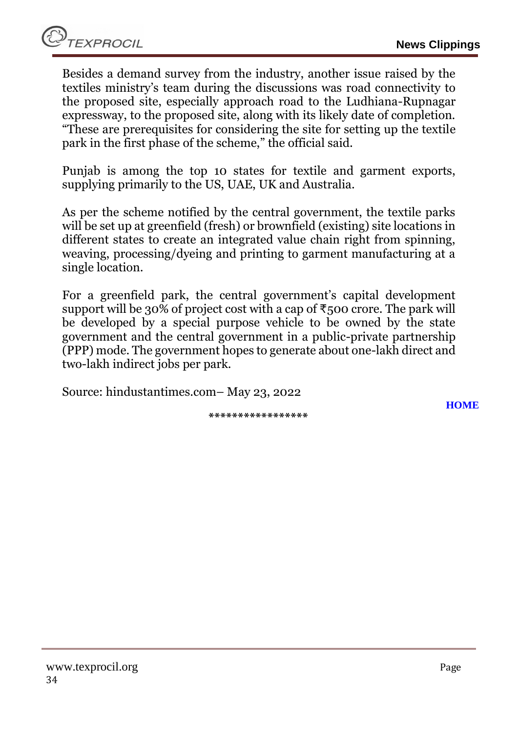Besides a demand survey from the industry, another issue raised by the textiles ministry's team during the discussions was road connectivity to the proposed site, especially approach road to the Ludhiana-Rupnagar expressway, to the proposed site, along with its likely date of completion. "These are prerequisites for considering the site for setting up the textile park in the first phase of the scheme," the official said.

Punjab is among the top 10 states for textile and garment exports, supplying primarily to the US, UAE, UK and Australia.

As per the scheme notified by the central government, the textile parks will be set up at greenfield (fresh) or brownfield (existing) site locations in different states to create an integrated value chain right from spinning, weaving, processing/dyeing and printing to garment manufacturing at a single location.

For a greenfield park, the central government's capital development support will be 30% of project cost with a cap of ₹500 crore. The park will be developed by a special purpose vehicle to be owned by the state government and the central government in a public-private partnership (PPP) mode. The government hopes to generate about one-lakh direct and two-lakh indirect jobs per park.

Source: hindustantimes.com– May 23, 2022

HOME

*****************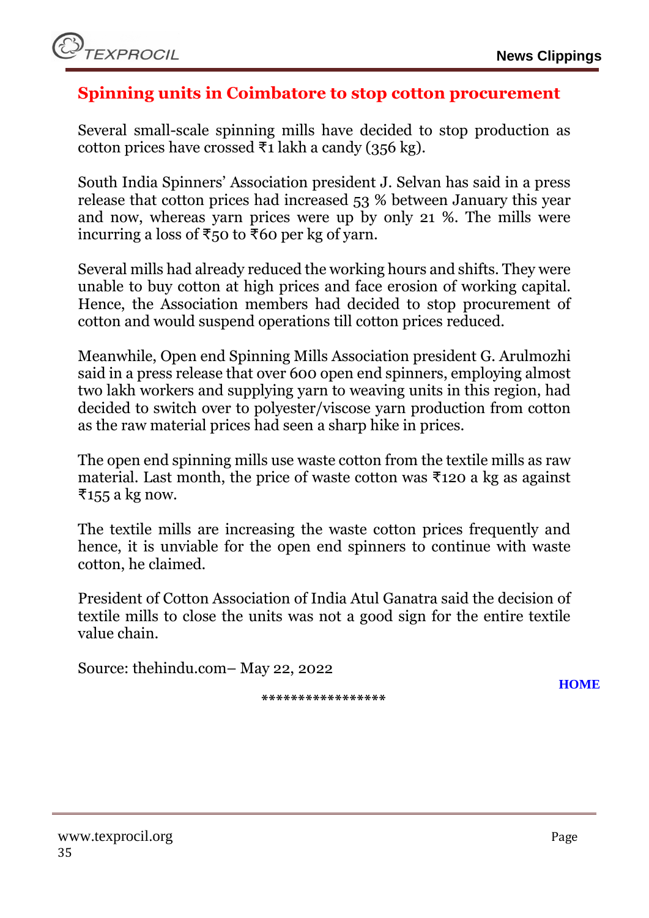## Spinning units in Coimbatore to stop cotton procurement

Several small-scale spinning mills have decided to stop production as cotton prices have crossed ₹1 lakh a candy (356 kg).

South India Spinners' Association president J. Selvan has said in a press release that cotton prices had increased 53 % between January this year and now, whereas yarn prices were up by only 21 %. The mills were incurring a loss of ₹50 to ₹60 per kg of yarn.

Several mills had already reduced the working hours and shifts. They were unable to buy cotton at high prices and face erosion of working capital. Hence, the Association members had decided to stop procurement of cotton and would suspend operations till cotton prices reduced.

Meanwhile, Open end Spinning Mills Association president G. Arulmozhi said in a press release that over 600 open end spinners, employing almost two lakh workers and supplying yarn to weaving units in this region, had decided to switch over to polyester/viscose yarn production from cotton as the raw material prices had seen a sharp hike in prices.

The open end spinning mills use waste cotton from the textile mills as raw material. Last month, the price of waste cotton was ₹120 a kg as against ₹155 a kg now.

The textile mills are increasing the waste cotton prices frequently and hence, it is unviable for the open end spinners to continue with waste cotton, he claimed.

President of Cotton Association of India Atul Ganatra said the decision of textile mills to close the units was not a good sign for the entire textile value chain.

Source: thehindu.com– May 22, 2022

HOME

*****************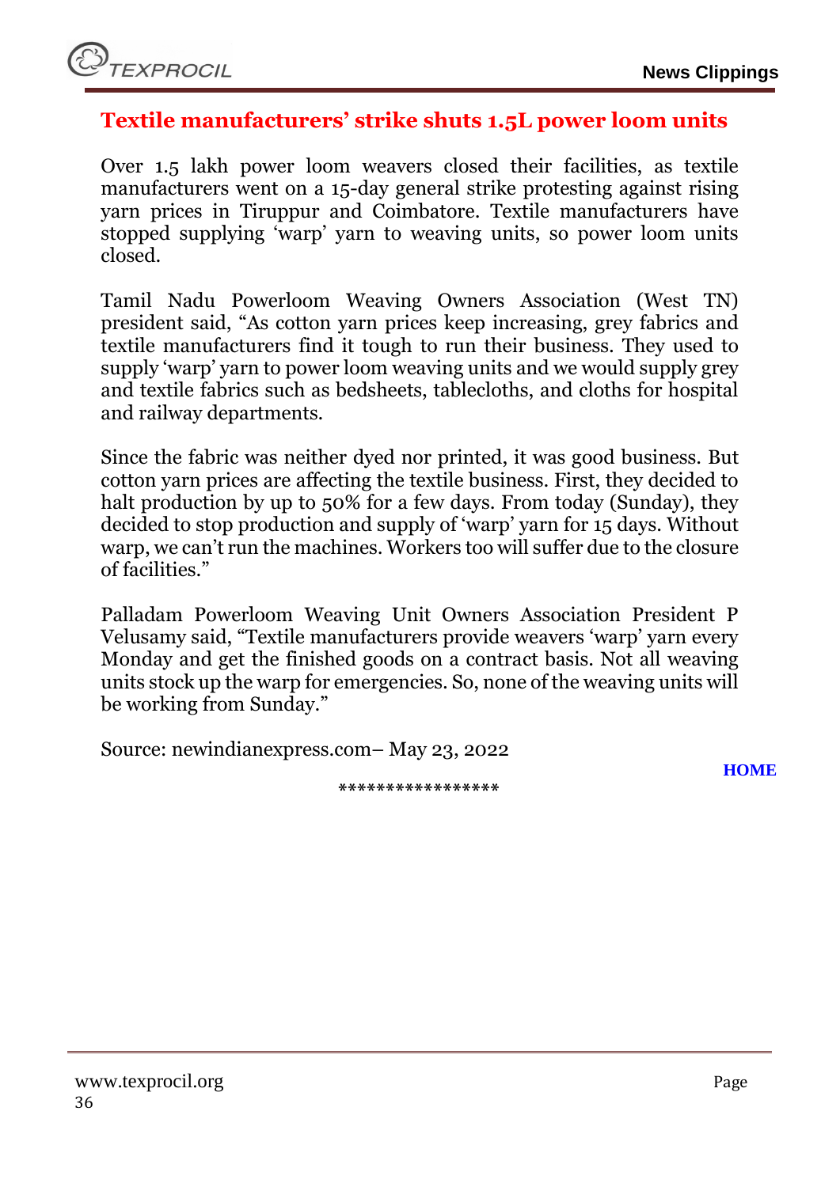## Textile manufacturers' strike shuts 1.5L power loom units

Over 1.5 lakh power loom weavers closed their facilities, as textile manufacturers went on a 15-day general strike protesting against rising yarn prices in Tiruppur and Coimbatore. Textile manufacturers have stopped supplying 'warp' yarn to weaving units, so power loom units closed.

Tamil Nadu Powerloom Weaving Owners Association (West TN) president said, "As cotton yarn prices keep increasing, grey fabrics and textile manufacturers find it tough to run their business. They used to supply 'warp' yarn to power loom weaving units and we would supply grey and textile fabrics such as bedsheets, tablecloths, and cloths for hospital and railway departments.

Since the fabric was neither dyed nor printed, it was good business. But cotton yarn prices are affecting the textile business. First, they decided to halt production by up to 50% for a few days. From today (Sunday), they decided to stop production and supply of 'warp' yarn for 15 days. Without warp, we can't run the machines. Workers too will suffer due to the closure of facilities."

Palladam Powerloom Weaving Unit Owners Association President P Velusamy said, "Textile manufacturers provide weavers 'warp' yarn every Monday and get the finished goods on a contract basis. Not all weaving units stock up the warp for emergencies. So, none of the weaving units will be working from Sunday."

Source: newindianexpress.com– May 23, 2022

**HOME**

*****************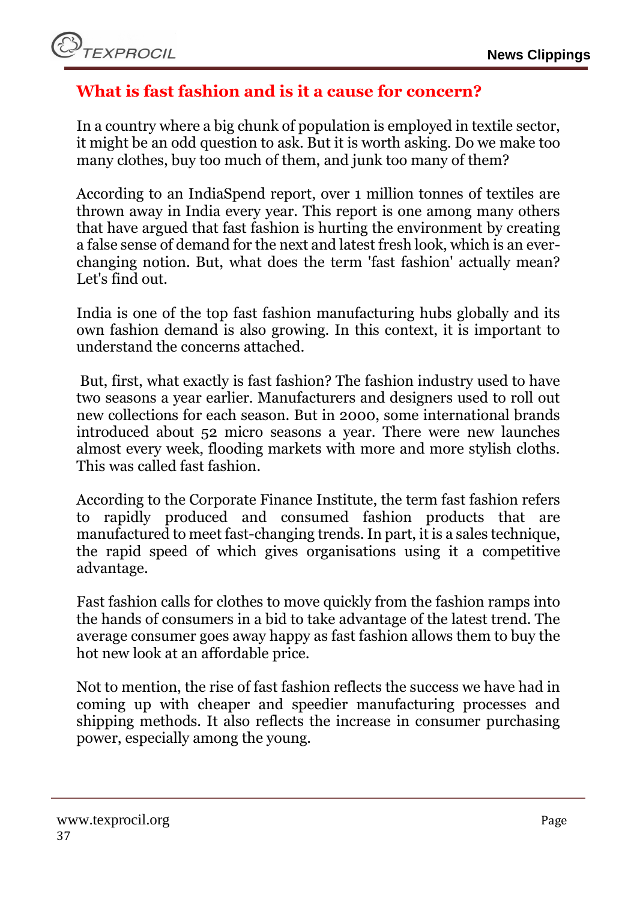## What is fast fashion and is it a cause for concern?

In a country where a big chunk of population is employed in textile sector, it might be an odd question to ask. But it is worth asking. Do we make too many clothes, buy too much of them, and junk too many of them?

According to an IndiaSpend report, over 1 million tonnes of textiles are thrown away in India every year. This report is one among many others that have argued that fast fashion is hurting the environment by creating a false sense of demand for the next and latest fresh look, which is an ever-changing notion. But, what does the term 'fast fashion' actually mean? Let's find out.

India is one of the top fast fashion manufacturing hubs globally and its own fashion demand is also growing. In this context, it is important to understand the concerns attached.

But, first, what exactly is fast fashion? The fashion industry used to have two seasons a year earlier. Manufacturers and designers used to roll out new collections for each season. But in 2000, some international brands introduced about 52 micro seasons a year. There were new launches almost every week, flooding markets with more and more stylish cloths. This was called fast fashion.

According to the Corporate Finance Institute, the term fast fashion refers to rapidly produced and consumed fashion products that are manufactured to meet fast-changing trends. In part, it is a sales technique, the rapid speed of which gives organisations using it a competitive advantage.

Fast fashion calls for clothes to move quickly from the fashion ramps into the hands of consumers in a bid to take advantage of the latest trend. The average consumer goes away happy as fast fashion allows them to buy the hot new look at an affordable price.

Not to mention, the rise of fast fashion reflects the success we have had in coming up with cheaper and speedier manufacturing processes and shipping methods. It also reflects the increase in consumer purchasing power, especially among the young.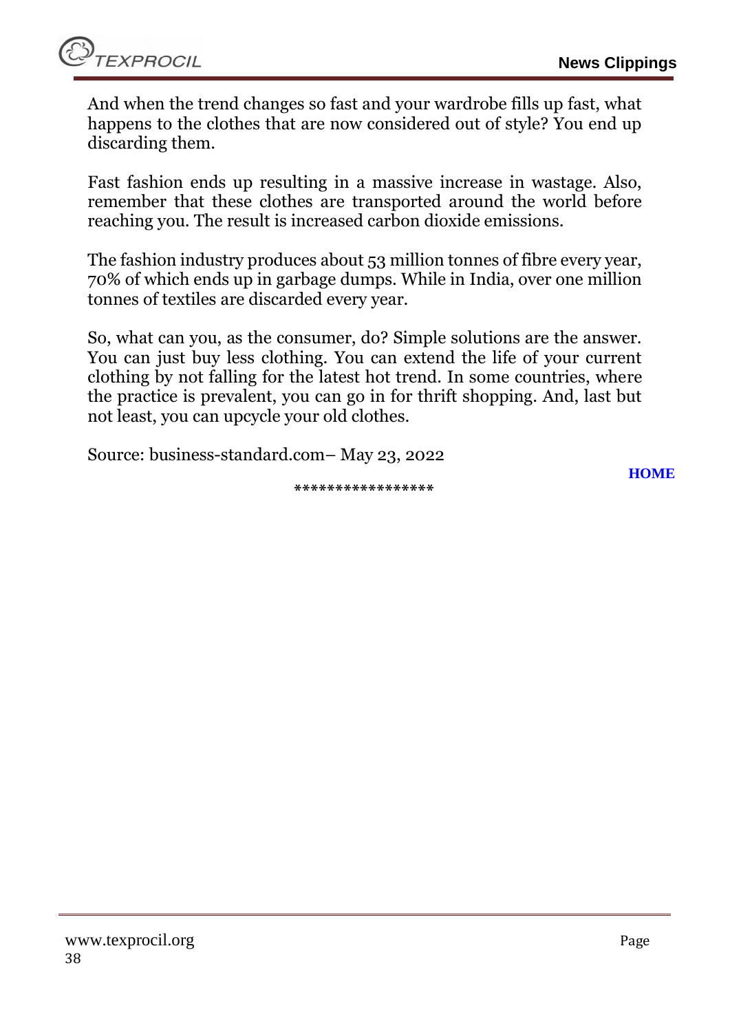And when the trend changes so fast and your wardrobe fills up fast, what happens to the clothes that are now considered out of style? You end up discarding them.

Fast fashion ends up resulting in a massive increase in wastage. Also, remember that these clothes are transported around the world before reaching you. The result is increased carbon dioxide emissions.

The fashion industry produces about 53 million tonnes of fibre every year, 70% of which ends up in garbage dumps. While in India, over one million tonnes of textiles are discarded every year.

So, what can you, as the consumer, do? Simple solutions are the answer. You can just buy less clothing. You can extend the life of your current clothing by not falling for the latest hot trend. In some countries, where the practice is prevalent, you can go in for thrift shopping. And, last but not least, you can upcycle your old clothes.

Source: business-standard.com– May 23, 2022

**HOME**

*****************